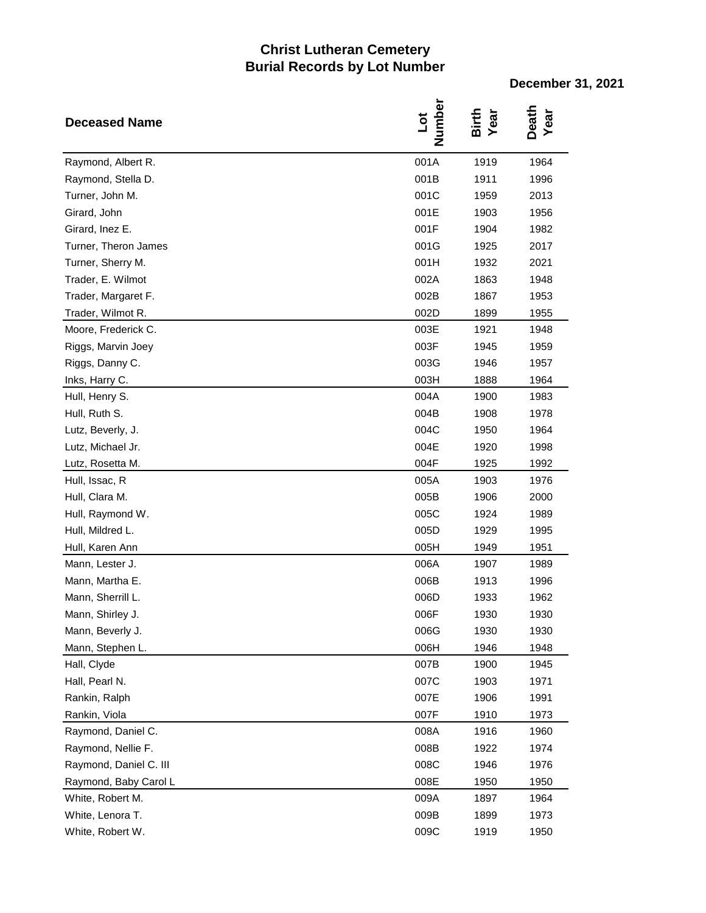# Christ Lutheran Cemetery
## Burial Records by Lot Number

**December 31, 2021**

| Deceased Name | Lot Number | Birth Year | Death Year |
|---|---|---|---|
| Raymond, Albert R. | 001A | 1919 | 1964 |
| Raymond, Stella D. | 001B | 1911 | 1996 |
| Turner, John M. | 001C | 1959 | 2013 |
| Girard, John | 001E | 1903 | 1956 |
| Girard, Inez E. | 001F | 1904 | 1982 |
| Turner, Theron James | 001G | 1925 | 2017 |
| Turner, Sherry M. | 001H | 1932 | 2021 |
| Trader, E. Wilmot | 002A | 1863 | 1948 |
| Trader, Margaret F. | 002B | 1867 | 1953 |
| Trader, Wilmot R. | 002D | 1899 | 1955 |
| Moore, Frederick C. | 003E | 1921 | 1948 |
| Riggs, Marvin Joey | 003F | 1945 | 1959 |
| Riggs, Danny C. | 003G | 1946 | 1957 |
| Inks, Harry C. | 003H | 1888 | 1964 |
| Hull, Henry S. | 004A | 1900 | 1983 |
| Hull, Ruth S. | 004B | 1908 | 1978 |
| Lutz, Beverly, J. | 004C | 1950 | 1964 |
| Lutz, Michael Jr. | 004E | 1920 | 1998 |
| Lutz, Rosetta M. | 004F | 1925 | 1992 |
| Hull, Issac, R | 005A | 1903 | 1976 |
| Hull, Clara M. | 005B | 1906 | 2000 |
| Hull, Raymond W. | 005C | 1924 | 1989 |
| Hull, Mildred L. | 005D | 1929 | 1995 |
| Hull, Karen Ann | 005H | 1949 | 1951 |
| Mann, Lester J. | 006A | 1907 | 1989 |
| Mann, Martha E. | 006B | 1913 | 1996 |
| Mann, Sherrill L. | 006D | 1933 | 1962 |
| Mann, Shirley J. | 006F | 1930 | 1930 |
| Mann, Beverly J. | 006G | 1930 | 1930 |
| Mann, Stephen L. | 006H | 1946 | 1948 |
| Hall, Clyde | 007B | 1900 | 1945 |
| Hall, Pearl N. | 007C | 1903 | 1971 |
| Rankin, Ralph | 007E | 1906 | 1991 |
| Rankin, Viola | 007F | 1910 | 1973 |
| Raymond, Daniel C. | 008A | 1916 | 1960 |
| Raymond, Nellie F. | 008B | 1922 | 1974 |
| Raymond, Daniel C. III | 008C | 1946 | 1976 |
| Raymond, Baby Carol L | 008E | 1950 | 1950 |
| White, Robert M. | 009A | 1897 | 1964 |
| White, Lenora T. | 009B | 1899 | 1973 |
| White, Robert W. | 009C | 1919 | 1950 |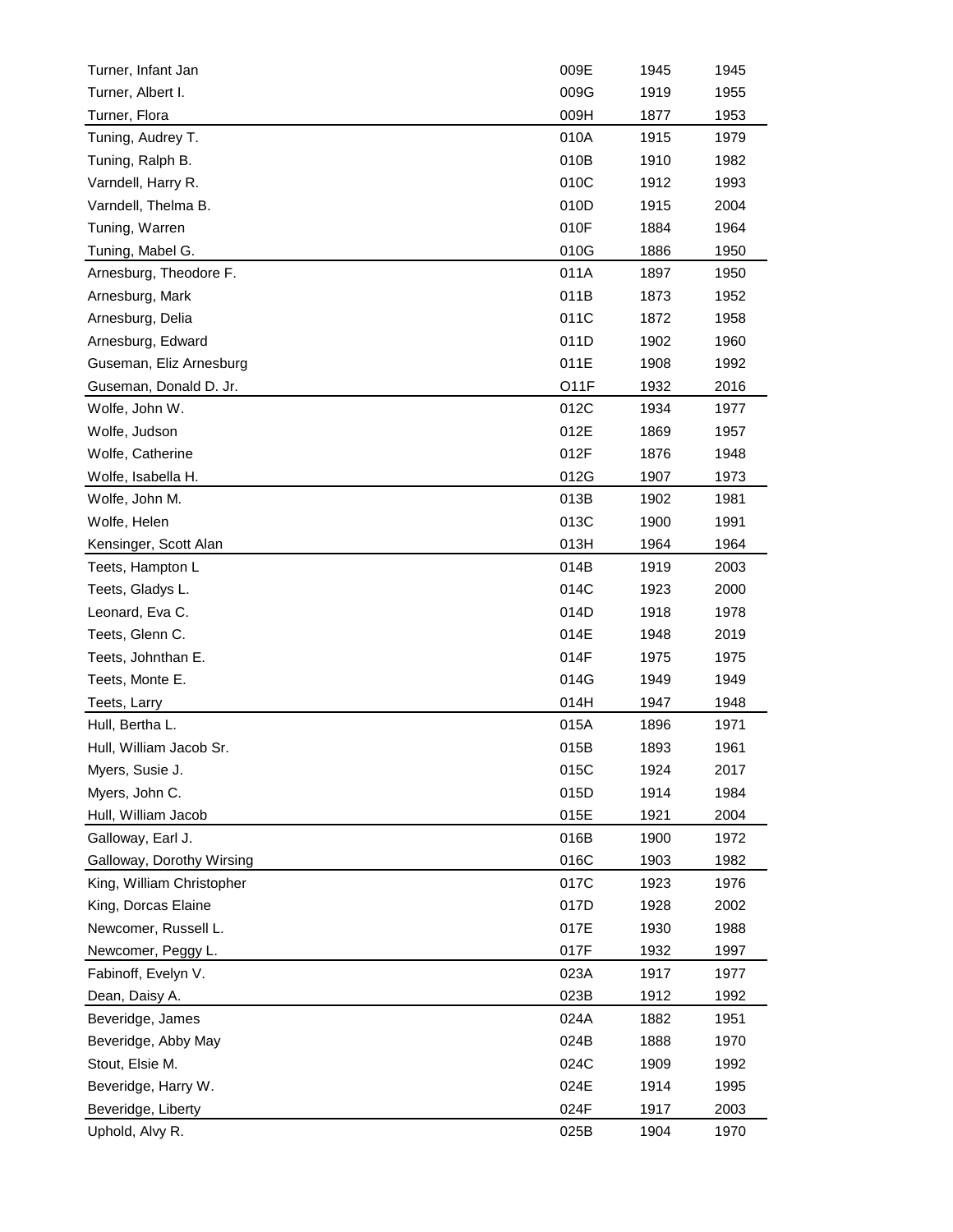| | | | |
|---|---|---|---|
| Turner, Infant Jan | 009E | 1945 | 1945 |
| Turner, Albert I. | 009G | 1919 | 1955 |
| Turner, Flora | 009H | 1877 | 1953 |
| Tuning, Audrey T. | 010A | 1915 | 1979 |
| Tuning, Ralph B. | 010B | 1910 | 1982 |
| Varndell, Harry R. | 010C | 1912 | 1993 |
| Varndell, Thelma B. | 010D | 1915 | 2004 |
| Tuning, Warren | 010F | 1884 | 1964 |
| Tuning, Mabel G. | 010G | 1886 | 1950 |
| Arnesburg, Theodore F. | 011A | 1897 | 1950 |
| Arnesburg, Mark | 011B | 1873 | 1952 |
| Arnesburg, Delia | 011C | 1872 | 1958 |
| Arnesburg, Edward | 011D | 1902 | 1960 |
| Guseman, Eliz Arnesburg | 011E | 1908 | 1992 |
| Guseman, Donald D. Jr. | O11F | 1932 | 2016 |
| Wolfe, John W. | 012C | 1934 | 1977 |
| Wolfe, Judson | 012E | 1869 | 1957 |
| Wolfe, Catherine | 012F | 1876 | 1948 |
| Wolfe, Isabella H. | 012G | 1907 | 1973 |
| Wolfe, John M. | 013B | 1902 | 1981 |
| Wolfe, Helen | 013C | 1900 | 1991 |
| Kensinger, Scott Alan | 013H | 1964 | 1964 |
| Teets, Hampton L | 014B | 1919 | 2003 |
| Teets, Gladys L. | 014C | 1923 | 2000 |
| Leonard, Eva C. | 014D | 1918 | 1978 |
| Teets, Glenn C. | 014E | 1948 | 2019 |
| Teets, Johnthan E. | 014F | 1975 | 1975 |
| Teets, Monte E. | 014G | 1949 | 1949 |
| Teets, Larry | 014H | 1947 | 1948 |
| Hull, Bertha L. | 015A | 1896 | 1971 |
| Hull, William Jacob Sr. | 015B | 1893 | 1961 |
| Myers, Susie J. | 015C | 1924 | 2017 |
| Myers, John C. | 015D | 1914 | 1984 |
| Hull, William Jacob | 015E | 1921 | 2004 |
| Galloway, Earl J. | 016B | 1900 | 1972 |
| Galloway, Dorothy Wirsing | 016C | 1903 | 1982 |
| King, William Christopher | 017C | 1923 | 1976 |
| King, Dorcas Elaine | 017D | 1928 | 2002 |
| Newcomer, Russell L. | 017E | 1930 | 1988 |
| Newcomer, Peggy L. | 017F | 1932 | 1997 |
| Fabinoff, Evelyn V. | 023A | 1917 | 1977 |
| Dean, Daisy A. | 023B | 1912 | 1992 |
| Beveridge, James | 024A | 1882 | 1951 |
| Beveridge, Abby May | 024B | 1888 | 1970 |
| Stout, Elsie M. | 024C | 1909 | 1992 |
| Beveridge, Harry W. | 024E | 1914 | 1995 |
| Beveridge, Liberty | 024F | 1917 | 2003 |
| Uphold, Alvy R. | 025B | 1904 | 1970 |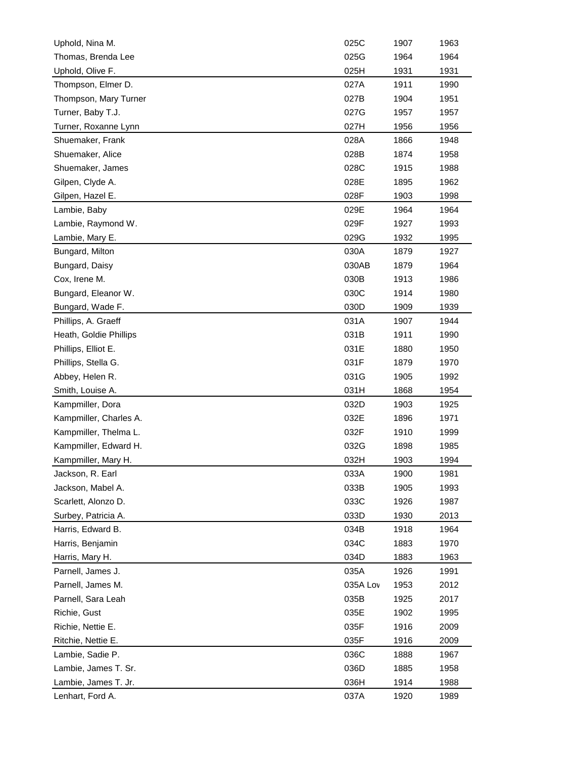| | | | |
|---|---|---|---|
| Uphold, Nina M. | 025C | 1907 | 1963 |
| Thomas, Brenda Lee | 025G | 1964 | 1964 |
| Uphold, Olive F. | 025H | 1931 | 1931 |
| Thompson, Elmer D. | 027A | 1911 | 1990 |
| Thompson, Mary Turner | 027B | 1904 | 1951 |
| Turner, Baby T.J. | 027G | 1957 | 1957 |
| Turner, Roxanne Lynn | 027H | 1956 | 1956 |
| Shuemaker, Frank | 028A | 1866 | 1948 |
| Shuemaker, Alice | 028B | 1874 | 1958 |
| Shuemaker, James | 028C | 1915 | 1988 |
| Gilpen, Clyde A. | 028E | 1895 | 1962 |
| Gilpen, Hazel E. | 028F | 1903 | 1998 |
| Lambie, Baby | 029E | 1964 | 1964 |
| Lambie, Raymond W. | 029F | 1927 | 1993 |
| Lambie, Mary E. | 029G | 1932 | 1995 |
| Bungard, Milton | 030A | 1879 | 1927 |
| Bungard, Daisy | 030AB | 1879 | 1964 |
| Cox, Irene M. | 030B | 1913 | 1986 |
| Bungard, Eleanor W. | 030C | 1914 | 1980 |
| Bungard, Wade F. | 030D | 1909 | 1939 |
| Phillips, A. Graeff | 031A | 1907 | 1944 |
| Heath, Goldie Phillips | 031B | 1911 | 1990 |
| Phillips, Elliot E. | 031E | 1880 | 1950 |
| Phillips, Stella G. | 031F | 1879 | 1970 |
| Abbey, Helen R. | 031G | 1905 | 1992 |
| Smith, Louise A. | 031H | 1868 | 1954 |
| Kampmiller, Dora | 032D | 1903 | 1925 |
| Kampmiller, Charles A. | 032E | 1896 | 1971 |
| Kampmiller, Thelma L. | 032F | 1910 | 1999 |
| Kampmiller, Edward H. | 032G | 1898 | 1985 |
| Kampmiller, Mary H. | 032H | 1903 | 1994 |
| Jackson, R. Earl | 033A | 1900 | 1981 |
| Jackson, Mabel A. | 033B | 1905 | 1993 |
| Scarlett, Alonzo D. | 033C | 1926 | 1987 |
| Surbey, Patricia A. | 033D | 1930 | 2013 |
| Harris, Edward B. | 034B | 1918 | 1964 |
| Harris, Benjamin | 034C | 1883 | 1970 |
| Harris, Mary H. | 034D | 1883 | 1963 |
| Parnell, James J. | 035A | 1926 | 1991 |
| Parnell, James M. | 035A Lov | 1953 | 2012 |
| Parnell, Sara Leah | 035B | 1925 | 2017 |
| Richie, Gust | 035E | 1902 | 1995 |
| Richie, Nettie E. | 035F | 1916 | 2009 |
| Ritchie, Nettie E. | 035F | 1916 | 2009 |
| Lambie, Sadie P. | 036C | 1888 | 1967 |
| Lambie, James T. Sr. | 036D | 1885 | 1958 |
| Lambie, James T. Jr. | 036H | 1914 | 1988 |
| Lenhart, Ford A. | 037A | 1920 | 1989 |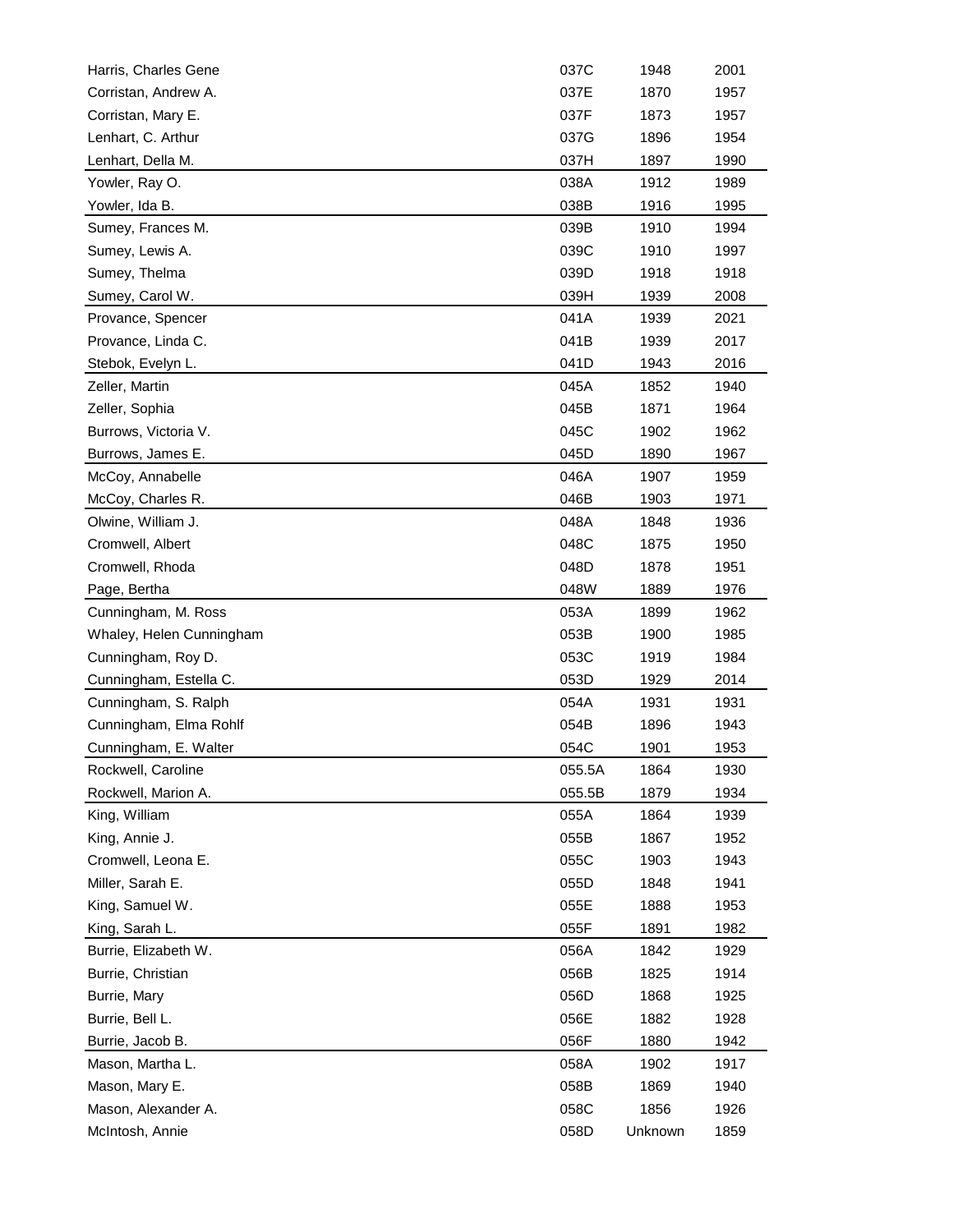| | | | |
|---|---|---|---|
| Harris, Charles Gene | 037C | 1948 | 2001 |
| Corristan, Andrew A. | 037E | 1870 | 1957 |
| Corristan, Mary E. | 037F | 1873 | 1957 |
| Lenhart, C. Arthur | 037G | 1896 | 1954 |
| Lenhart, Della M. | 037H | 1897 | 1990 |
| Yowler, Ray O. | 038A | 1912 | 1989 |
| Yowler, Ida B. | 038B | 1916 | 1995 |
| Sumey, Frances M. | 039B | 1910 | 1994 |
| Sumey, Lewis A. | 039C | 1910 | 1997 |
| Sumey, Thelma | 039D | 1918 | 1918 |
| Sumey, Carol W. | 039H | 1939 | 2008 |
| Provance, Spencer | 041A | 1939 | 2021 |
| Provance, Linda C. | 041B | 1939 | 2017 |
| Stebok, Evelyn L. | 041D | 1943 | 2016 |
| Zeller, Martin | 045A | 1852 | 1940 |
| Zeller, Sophia | 045B | 1871 | 1964 |
| Burrows, Victoria V. | 045C | 1902 | 1962 |
| Burrows, James E. | 045D | 1890 | 1967 |
| McCoy, Annabelle | 046A | 1907 | 1959 |
| McCoy, Charles R. | 046B | 1903 | 1971 |
| Olwine, William J. | 048A | 1848 | 1936 |
| Cromwell, Albert | 048C | 1875 | 1950 |
| Cromwell, Rhoda | 048D | 1878 | 1951 |
| Page, Bertha | 048W | 1889 | 1976 |
| Cunningham, M. Ross | 053A | 1899 | 1962 |
| Whaley, Helen Cunningham | 053B | 1900 | 1985 |
| Cunningham, Roy D. | 053C | 1919 | 1984 |
| Cunningham, Estella C. | 053D | 1929 | 2014 |
| Cunningham, S. Ralph | 054A | 1931 | 1931 |
| Cunningham, Elma Rohlf | 054B | 1896 | 1943 |
| Cunningham, E. Walter | 054C | 1901 | 1953 |
| Rockwell, Caroline | 055.5A | 1864 | 1930 |
| Rockwell, Marion A. | 055.5B | 1879 | 1934 |
| King, William | 055A | 1864 | 1939 |
| King, Annie J. | 055B | 1867 | 1952 |
| Cromwell, Leona E. | 055C | 1903 | 1943 |
| Miller, Sarah E. | 055D | 1848 | 1941 |
| King, Samuel W. | 055E | 1888 | 1953 |
| King, Sarah L. | 055F | 1891 | 1982 |
| Burrie, Elizabeth W. | 056A | 1842 | 1929 |
| Burrie, Christian | 056B | 1825 | 1914 |
| Burrie, Mary | 056D | 1868 | 1925 |
| Burrie, Bell L. | 056E | 1882 | 1928 |
| Burrie, Jacob B. | 056F | 1880 | 1942 |
| Mason, Martha L. | 058A | 1902 | 1917 |
| Mason, Mary E. | 058B | 1869 | 1940 |
| Mason, Alexander A. | 058C | 1856 | 1926 |
| McIntosh, Annie | 058D | Unknown | 1859 |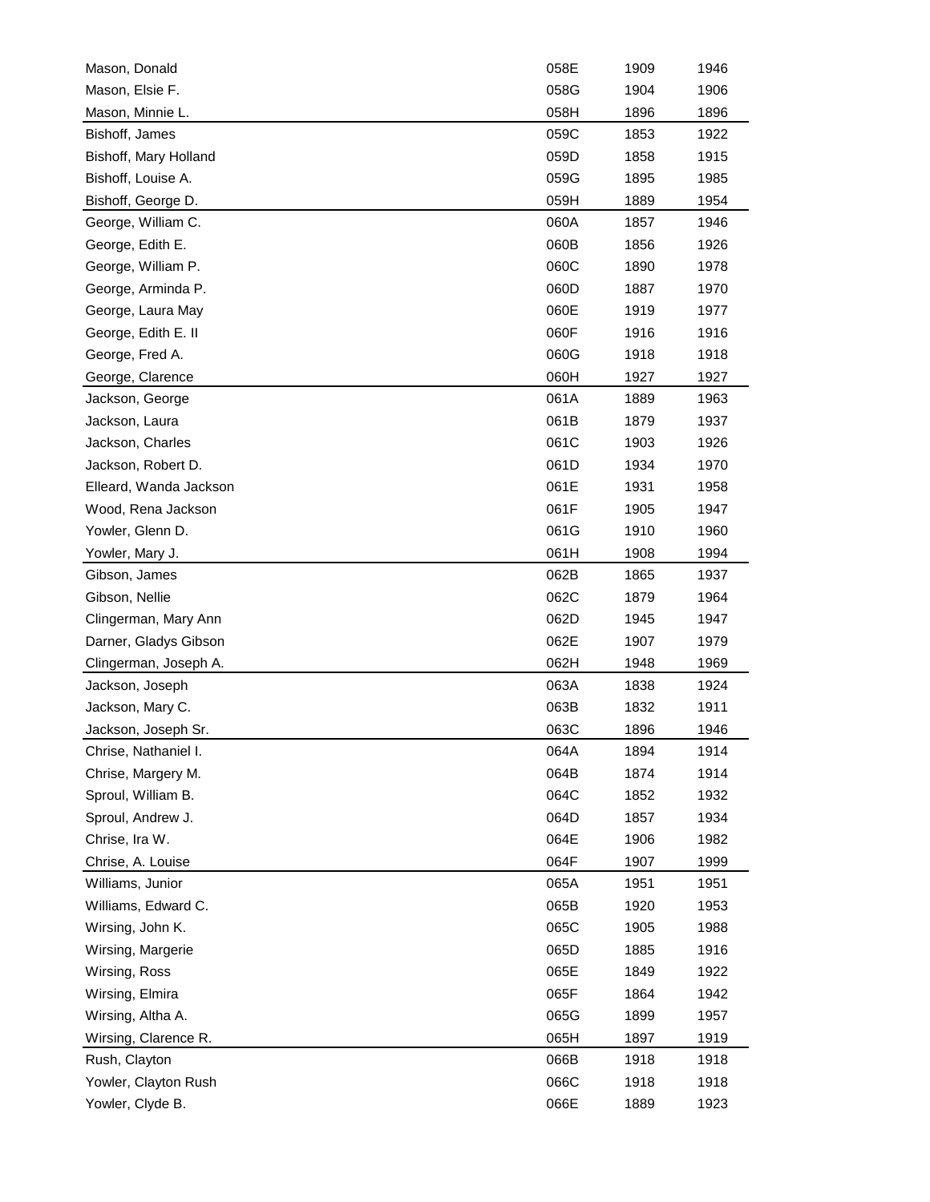| | | | |
|---|---|---|---|
| Mason, Donald | 058E | 1909 | 1946 |
| Mason, Elsie F. | 058G | 1904 | 1906 |
| Mason, Minnie L. | 058H | 1896 | 1896 |
| Bishoff, James | 059C | 1853 | 1922 |
| Bishoff, Mary Holland | 059D | 1858 | 1915 |
| Bishoff, Louise A. | 059G | 1895 | 1985 |
| Bishoff, George D. | 059H | 1889 | 1954 |
| George, William C. | 060A | 1857 | 1946 |
| George, Edith E. | 060B | 1856 | 1926 |
| George, William P. | 060C | 1890 | 1978 |
| George, Arminda P. | 060D | 1887 | 1970 |
| George, Laura May | 060E | 1919 | 1977 |
| George, Edith E. II | 060F | 1916 | 1916 |
| George, Fred A. | 060G | 1918 | 1918 |
| George, Clarence | 060H | 1927 | 1927 |
| Jackson, George | 061A | 1889 | 1963 |
| Jackson, Laura | 061B | 1879 | 1937 |
| Jackson, Charles | 061C | 1903 | 1926 |
| Jackson, Robert D. | 061D | 1934 | 1970 |
| Elleard, Wanda Jackson | 061E | 1931 | 1958 |
| Wood, Rena Jackson | 061F | 1905 | 1947 |
| Yowler, Glenn D. | 061G | 1910 | 1960 |
| Yowler, Mary J. | 061H | 1908 | 1994 |
| Gibson, James | 062B | 1865 | 1937 |
| Gibson, Nellie | 062C | 1879 | 1964 |
| Clingerman, Mary Ann | 062D | 1945 | 1947 |
| Darner, Gladys Gibson | 062E | 1907 | 1979 |
| Clingerman, Joseph A. | 062H | 1948 | 1969 |
| Jackson, Joseph | 063A | 1838 | 1924 |
| Jackson, Mary C. | 063B | 1832 | 1911 |
| Jackson, Joseph Sr. | 063C | 1896 | 1946 |
| Chrise, Nathaniel I. | 064A | 1894 | 1914 |
| Chrise, Margery M. | 064B | 1874 | 1914 |
| Sproul, William B. | 064C | 1852 | 1932 |
| Sproul, Andrew J. | 064D | 1857 | 1934 |
| Chrise, Ira W. | 064E | 1906 | 1982 |
| Chrise, A. Louise | 064F | 1907 | 1999 |
| Williams, Junior | 065A | 1951 | 1951 |
| Williams, Edward C. | 065B | 1920 | 1953 |
| Wirsing, John K. | 065C | 1905 | 1988 |
| Wirsing, Margerie | 065D | 1885 | 1916 |
| Wirsing, Ross | 065E | 1849 | 1922 |
| Wirsing, Elmira | 065F | 1864 | 1942 |
| Wirsing, Altha A. | 065G | 1899 | 1957 |
| Wirsing, Clarence R. | 065H | 1897 | 1919 |
| Rush, Clayton | 066B | 1918 | 1918 |
| Yowler, Clayton Rush | 066C | 1918 | 1918 |
| Yowler, Clyde B. | 066E | 1889 | 1923 |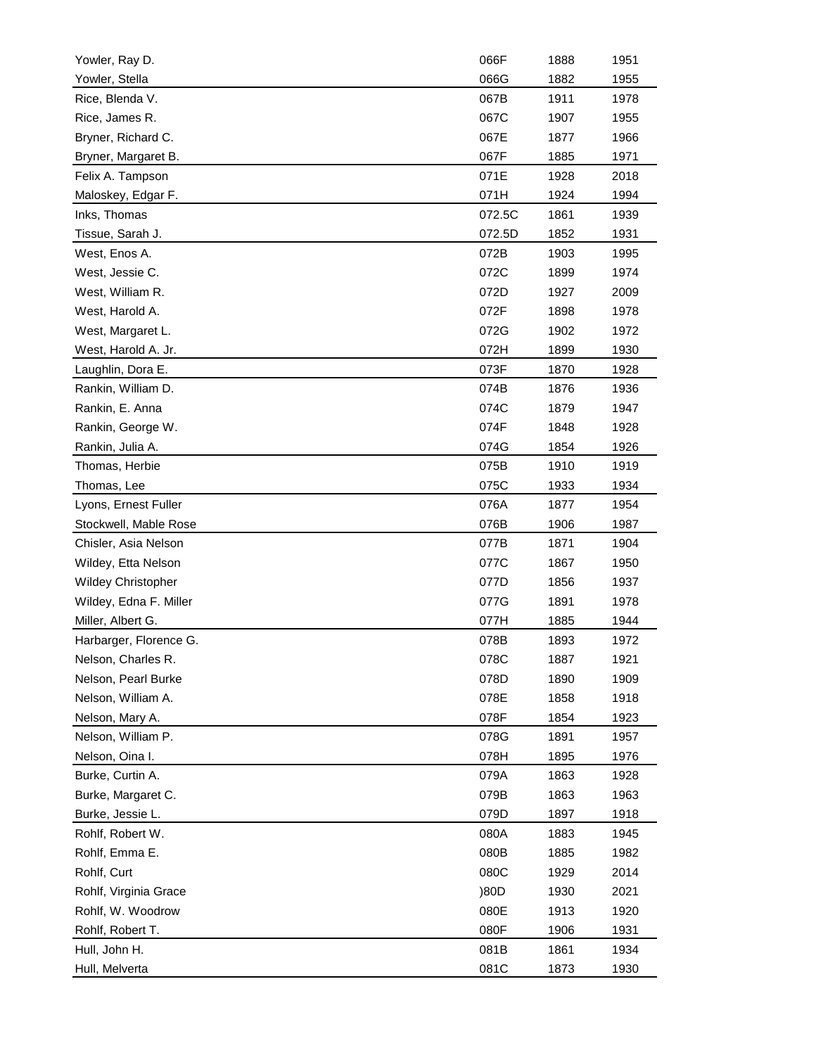| Name | Plot | Born | Died |
|---|---|---|---|
| Yowler, Ray D. | 066F | 1888 | 1951 |
| Yowler, Stella | 066G | 1882 | 1955 |
| Rice, Blenda V. | 067B | 1911 | 1978 |
| Rice, James R. | 067C | 1907 | 1955 |
| Bryner, Richard C. | 067E | 1877 | 1966 |
| Bryner, Margaret B. | 067F | 1885 | 1971 |
| Felix A. Tampson | 071E | 1928 | 2018 |
| Maloskey, Edgar F. | 071H | 1924 | 1994 |
| Inks, Thomas | 072.5C | 1861 | 1939 |
| Tissue, Sarah J. | 072.5D | 1852 | 1931 |
| West, Enos A. | 072B | 1903 | 1995 |
| West, Jessie C. | 072C | 1899 | 1974 |
| West, William R. | 072D | 1927 | 2009 |
| West, Harold A. | 072F | 1898 | 1978 |
| West, Margaret L. | 072G | 1902 | 1972 |
| West, Harold A. Jr. | 072H | 1899 | 1930 |
| Laughlin, Dora E. | 073F | 1870 | 1928 |
| Rankin, William D. | 074B | 1876 | 1936 |
| Rankin, E. Anna | 074C | 1879 | 1947 |
| Rankin, George W. | 074F | 1848 | 1928 |
| Rankin, Julia A. | 074G | 1854 | 1926 |
| Thomas, Herbie | 075B | 1910 | 1919 |
| Thomas, Lee | 075C | 1933 | 1934 |
| Lyons, Ernest Fuller | 076A | 1877 | 1954 |
| Stockwell, Mable Rose | 076B | 1906 | 1987 |
| Chisler, Asia Nelson | 077B | 1871 | 1904 |
| Wildey, Etta Nelson | 077C | 1867 | 1950 |
| Wildey Christopher | 077D | 1856 | 1937 |
| Wildey, Edna F. Miller | 077G | 1891 | 1978 |
| Miller, Albert G. | 077H | 1885 | 1944 |
| Harbarger, Florence G. | 078B | 1893 | 1972 |
| Nelson, Charles R. | 078C | 1887 | 1921 |
| Nelson, Pearl Burke | 078D | 1890 | 1909 |
| Nelson, William A. | 078E | 1858 | 1918 |
| Nelson, Mary A. | 078F | 1854 | 1923 |
| Nelson, William P. | 078G | 1891 | 1957 |
| Nelson, Oina I. | 078H | 1895 | 1976 |
| Burke, Curtin A. | 079A | 1863 | 1928 |
| Burke, Margaret C. | 079B | 1863 | 1963 |
| Burke, Jessie L. | 079D | 1897 | 1918 |
| Rohlf, Robert W. | 080A | 1883 | 1945 |
| Rohlf, Emma E. | 080B | 1885 | 1982 |
| Rohlf, Curt | 080C | 1929 | 2014 |
| Rohlf, Virginia Grace | )80D | 1930 | 2021 |
| Rohlf, W. Woodrow | 080E | 1913 | 1920 |
| Rohlf, Robert T. | 080F | 1906 | 1931 |
| Hull, John H. | 081B | 1861 | 1934 |
| Hull, Melverta | 081C | 1873 | 1930 |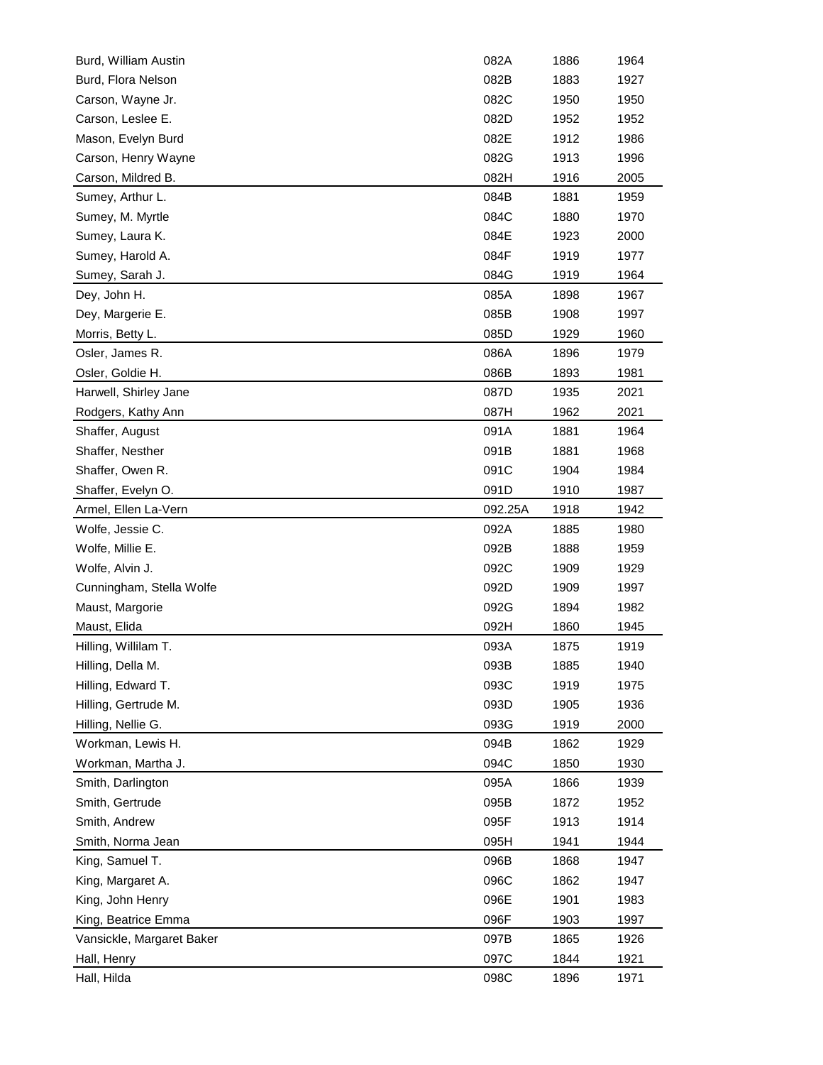| | | | |
|---|---|---|---|
| Burd, William Austin | 082A | 1886 | 1964 |
| Burd, Flora Nelson | 082B | 1883 | 1927 |
| Carson, Wayne Jr. | 082C | 1950 | 1950 |
| Carson, Leslee E. | 082D | 1952 | 1952 |
| Mason, Evelyn Burd | 082E | 1912 | 1986 |
| Carson, Henry Wayne | 082G | 1913 | 1996 |
| Carson, Mildred B. | 082H | 1916 | 2005 |
| Sumey, Arthur L. | 084B | 1881 | 1959 |
| Sumey, M. Myrtle | 084C | 1880 | 1970 |
| Sumey, Laura K. | 084E | 1923 | 2000 |
| Sumey, Harold A. | 084F | 1919 | 1977 |
| Sumey, Sarah J. | 084G | 1919 | 1964 |
| Dey, John H. | 085A | 1898 | 1967 |
| Dey, Margerie E. | 085B | 1908 | 1997 |
| Morris, Betty L. | 085D | 1929 | 1960 |
| Osler, James R. | 086A | 1896 | 1979 |
| Osler, Goldie H. | 086B | 1893 | 1981 |
| Harwell, Shirley Jane | 087D | 1935 | 2021 |
| Rodgers, Kathy Ann | 087H | 1962 | 2021 |
| Shaffer, August | 091A | 1881 | 1964 |
| Shaffer, Nesther | 091B | 1881 | 1968 |
| Shaffer, Owen R. | 091C | 1904 | 1984 |
| Shaffer, Evelyn O. | 091D | 1910 | 1987 |
| Armel, Ellen La-Vern | 092.25A | 1918 | 1942 |
| Wolfe, Jessie C. | 092A | 1885 | 1980 |
| Wolfe, Millie E. | 092B | 1888 | 1959 |
| Wolfe, Alvin J. | 092C | 1909 | 1929 |
| Cunningham, Stella Wolfe | 092D | 1909 | 1997 |
| Maust, Margorie | 092G | 1894 | 1982 |
| Maust, Elida | 092H | 1860 | 1945 |
| Hilling, Willilam T. | 093A | 1875 | 1919 |
| Hilling, Della M. | 093B | 1885 | 1940 |
| Hilling, Edward T. | 093C | 1919 | 1975 |
| Hilling, Gertrude M. | 093D | 1905 | 1936 |
| Hilling, Nellie G. | 093G | 1919 | 2000 |
| Workman, Lewis H. | 094B | 1862 | 1929 |
| Workman, Martha J. | 094C | 1850 | 1930 |
| Smith, Darlington | 095A | 1866 | 1939 |
| Smith, Gertrude | 095B | 1872 | 1952 |
| Smith, Andrew | 095F | 1913 | 1914 |
| Smith, Norma Jean | 095H | 1941 | 1944 |
| King, Samuel T. | 096B | 1868 | 1947 |
| King, Margaret A. | 096C | 1862 | 1947 |
| King, John Henry | 096E | 1901 | 1983 |
| King, Beatrice Emma | 096F | 1903 | 1997 |
| Vansickle, Margaret Baker | 097B | 1865 | 1926 |
| Hall, Henry | 097C | 1844 | 1921 |
| Hall, Hilda | 098C | 1896 | 1971 |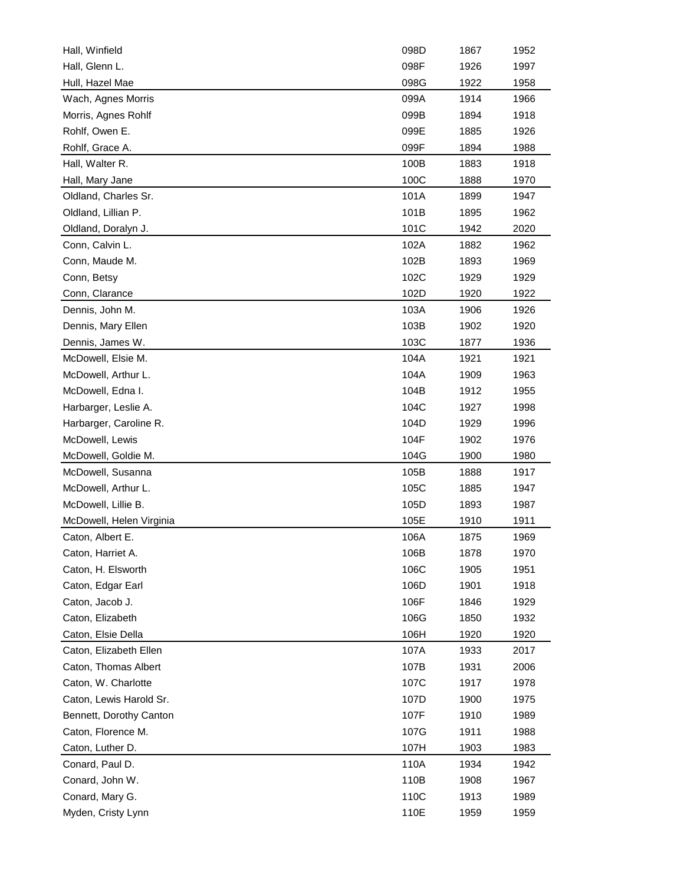| Name | Plot | Born | Died |
|---|---|---|---|
| Hall, Winfield | 098D | 1867 | 1952 |
| Hall, Glenn L. | 098F | 1926 | 1997 |
| Hull, Hazel Mae | 098G | 1922 | 1958 |
| Wach, Agnes Morris | 099A | 1914 | 1966 |
| Morris, Agnes Rohlf | 099B | 1894 | 1918 |
| Rohlf, Owen E. | 099E | 1885 | 1926 |
| Rohlf, Grace A. | 099F | 1894 | 1988 |
| Hall, Walter R. | 100B | 1883 | 1918 |
| Hall, Mary Jane | 100C | 1888 | 1970 |
| Oldland, Charles Sr. | 101A | 1899 | 1947 |
| Oldland, Lillian P. | 101B | 1895 | 1962 |
| Oldland, Doralyn J. | 101C | 1942 | 2020 |
| Conn, Calvin L. | 102A | 1882 | 1962 |
| Conn, Maude M. | 102B | 1893 | 1969 |
| Conn, Betsy | 102C | 1929 | 1929 |
| Conn, Clarance | 102D | 1920 | 1922 |
| Dennis, John M. | 103A | 1906 | 1926 |
| Dennis, Mary Ellen | 103B | 1902 | 1920 |
| Dennis, James W. | 103C | 1877 | 1936 |
| McDowell, Elsie M. | 104A | 1921 | 1921 |
| McDowell, Arthur L. | 104A | 1909 | 1963 |
| McDowell, Edna I. | 104B | 1912 | 1955 |
| Harbarger, Leslie A. | 104C | 1927 | 1998 |
| Harbarger, Caroline R. | 104D | 1929 | 1996 |
| McDowell, Lewis | 104F | 1902 | 1976 |
| McDowell, Goldie M. | 104G | 1900 | 1980 |
| McDowell, Susanna | 105B | 1888 | 1917 |
| McDowell, Arthur L. | 105C | 1885 | 1947 |
| McDowell, Lillie B. | 105D | 1893 | 1987 |
| McDowell, Helen Virginia | 105E | 1910 | 1911 |
| Caton, Albert E. | 106A | 1875 | 1969 |
| Caton, Harriet A. | 106B | 1878 | 1970 |
| Caton, H. Elsworth | 106C | 1905 | 1951 |
| Caton, Edgar Earl | 106D | 1901 | 1918 |
| Caton, Jacob J. | 106F | 1846 | 1929 |
| Caton, Elizabeth | 106G | 1850 | 1932 |
| Caton, Elsie Della | 106H | 1920 | 1920 |
| Caton, Elizabeth Ellen | 107A | 1933 | 2017 |
| Caton, Thomas Albert | 107B | 1931 | 2006 |
| Caton, W. Charlotte | 107C | 1917 | 1978 |
| Caton, Lewis Harold Sr. | 107D | 1900 | 1975 |
| Bennett, Dorothy Canton | 107F | 1910 | 1989 |
| Caton, Florence M. | 107G | 1911 | 1988 |
| Caton, Luther D. | 107H | 1903 | 1983 |
| Conard, Paul D. | 110A | 1934 | 1942 |
| Conard, John W. | 110B | 1908 | 1967 |
| Conard, Mary G. | 110C | 1913 | 1989 |
| Myden, Cristy Lynn | 110E | 1959 | 1959 |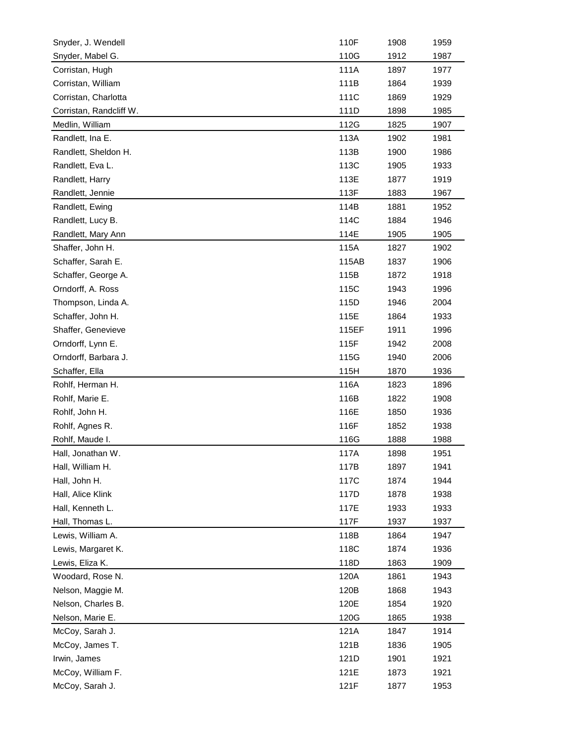| | | | |
|---|---|---|---|
| Snyder, J. Wendell | 110F | 1908 | 1959 |
| Snyder, Mabel G. | 110G | 1912 | 1987 |
| Corristan, Hugh | 111A | 1897 | 1977 |
| Corristan, William | 111B | 1864 | 1939 |
| Corristan, Charlotta | 111C | 1869 | 1929 |
| Corristan, Randcliff W. | 111D | 1898 | 1985 |
| Medlin, William | 112G | 1825 | 1907 |
| Randlett, Ina E. | 113A | 1902 | 1981 |
| Randlett, Sheldon H. | 113B | 1900 | 1986 |
| Randlett, Eva L. | 113C | 1905 | 1933 |
| Randlett, Harry | 113E | 1877 | 1919 |
| Randlett, Jennie | 113F | 1883 | 1967 |
| Randlett, Ewing | 114B | 1881 | 1952 |
| Randlett, Lucy B. | 114C | 1884 | 1946 |
| Randlett, Mary Ann | 114E | 1905 | 1905 |
| Shaffer, John H. | 115A | 1827 | 1902 |
| Schaffer, Sarah E. | 115AB | 1837 | 1906 |
| Schaffer, George A. | 115B | 1872 | 1918 |
| Orndorff, A. Ross | 115C | 1943 | 1996 |
| Thompson, Linda A. | 115D | 1946 | 2004 |
| Schaffer, John H. | 115E | 1864 | 1933 |
| Shaffer, Genevieve | 115EF | 1911 | 1996 |
| Orndorff, Lynn E. | 115F | 1942 | 2008 |
| Orndorff, Barbara J. | 115G | 1940 | 2006 |
| Schaffer, Ella | 115H | 1870 | 1936 |
| Rohlf, Herman H. | 116A | 1823 | 1896 |
| Rohlf, Marie E. | 116B | 1822 | 1908 |
| Rohlf, John H. | 116E | 1850 | 1936 |
| Rohlf, Agnes R. | 116F | 1852 | 1938 |
| Rohlf, Maude I. | 116G | 1888 | 1988 |
| Hall, Jonathan W. | 117A | 1898 | 1951 |
| Hall, William H. | 117B | 1897 | 1941 |
| Hall, John H. | 117C | 1874 | 1944 |
| Hall, Alice Klink | 117D | 1878 | 1938 |
| Hall, Kenneth L. | 117E | 1933 | 1933 |
| Hall, Thomas L. | 117F | 1937 | 1937 |
| Lewis, William A. | 118B | 1864 | 1947 |
| Lewis, Margaret K. | 118C | 1874 | 1936 |
| Lewis, Eliza K. | 118D | 1863 | 1909 |
| Woodard, Rose N. | 120A | 1861 | 1943 |
| Nelson, Maggie M. | 120B | 1868 | 1943 |
| Nelson, Charles B. | 120E | 1854 | 1920 |
| Nelson, Marie E. | 120G | 1865 | 1938 |
| McCoy, Sarah J. | 121A | 1847 | 1914 |
| McCoy, James T. | 121B | 1836 | 1905 |
| Irwin, James | 121D | 1901 | 1921 |
| McCoy, William F. | 121E | 1873 | 1921 |
| McCoy, Sarah J. | 121F | 1877 | 1953 |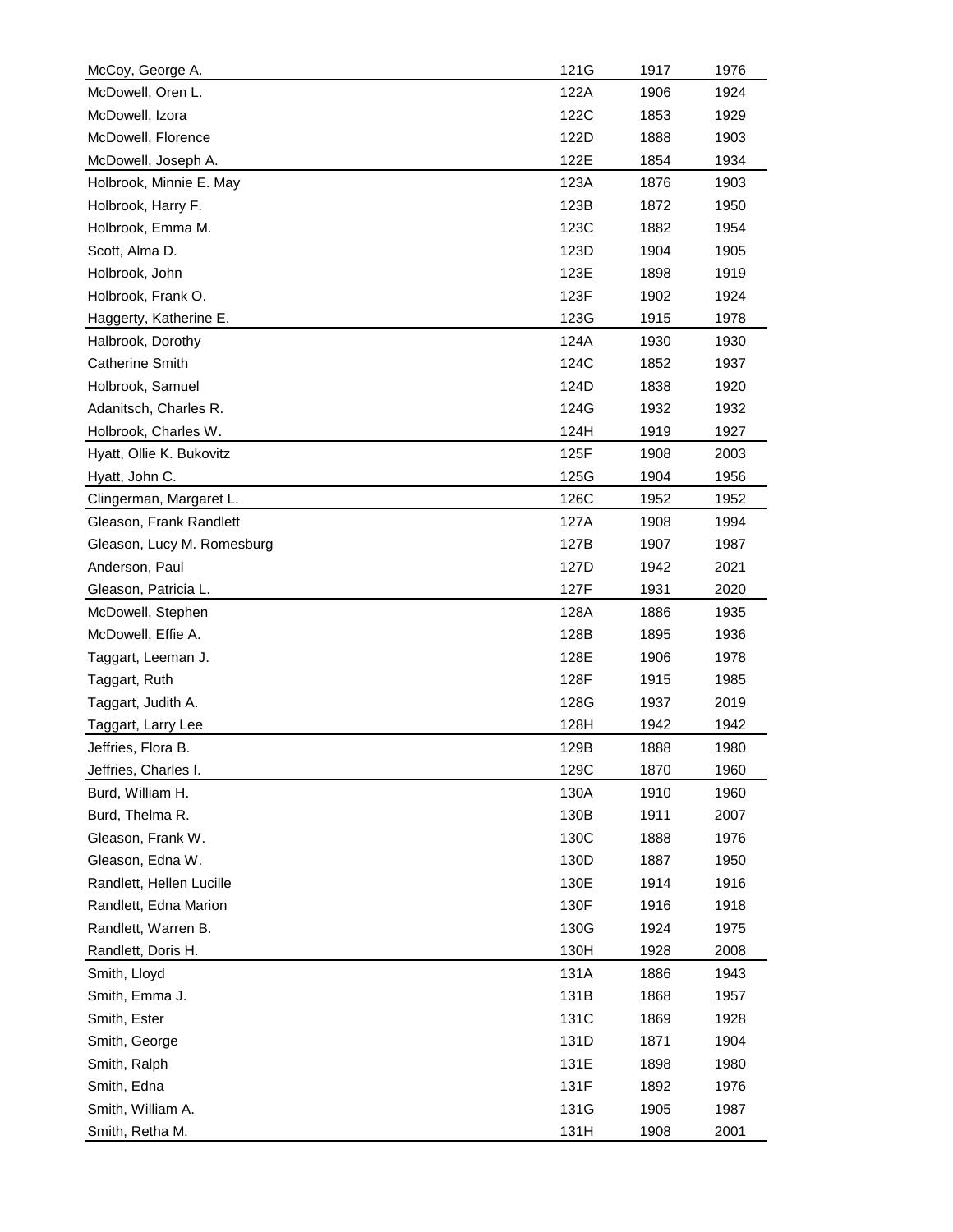| | | | |
|---|---|---|---|
| McCoy, George A. | 121G | 1917 | 1976 |
| McDowell, Oren L. | 122A | 1906 | 1924 |
| McDowell, Izora | 122C | 1853 | 1929 |
| McDowell, Florence | 122D | 1888 | 1903 |
| McDowell, Joseph A. | 122E | 1854 | 1934 |
| Holbrook, Minnie E. May | 123A | 1876 | 1903 |
| Holbrook, Harry F. | 123B | 1872 | 1950 |
| Holbrook, Emma M. | 123C | 1882 | 1954 |
| Scott, Alma D. | 123D | 1904 | 1905 |
| Holbrook, John | 123E | 1898 | 1919 |
| Holbrook, Frank O. | 123F | 1902 | 1924 |
| Haggerty, Katherine E. | 123G | 1915 | 1978 |
| Halbrook, Dorothy | 124A | 1930 | 1930 |
| Catherine Smith | 124C | 1852 | 1937 |
| Holbrook, Samuel | 124D | 1838 | 1920 |
| Adanitsch, Charles R. | 124G | 1932 | 1932 |
| Holbrook, Charles W. | 124H | 1919 | 1927 |
| Hyatt, Ollie K. Bukovitz | 125F | 1908 | 2003 |
| Hyatt, John C. | 125G | 1904 | 1956 |
| Clingerman, Margaret L. | 126C | 1952 | 1952 |
| Gleason, Frank Randlett | 127A | 1908 | 1994 |
| Gleason, Lucy M. Romesburg | 127B | 1907 | 1987 |
| Anderson, Paul | 127D | 1942 | 2021 |
| Gleason, Patricia L. | 127F | 1931 | 2020 |
| McDowell, Stephen | 128A | 1886 | 1935 |
| McDowell, Effie A. | 128B | 1895 | 1936 |
| Taggart, Leeman J. | 128E | 1906 | 1978 |
| Taggart, Ruth | 128F | 1915 | 1985 |
| Taggart, Judith A. | 128G | 1937 | 2019 |
| Taggart, Larry Lee | 128H | 1942 | 1942 |
| Jeffries, Flora B. | 129B | 1888 | 1980 |
| Jeffries, Charles I. | 129C | 1870 | 1960 |
| Burd, William H. | 130A | 1910 | 1960 |
| Burd, Thelma R. | 130B | 1911 | 2007 |
| Gleason, Frank W. | 130C | 1888 | 1976 |
| Gleason, Edna W. | 130D | 1887 | 1950 |
| Randlett, Hellen Lucille | 130E | 1914 | 1916 |
| Randlett, Edna Marion | 130F | 1916 | 1918 |
| Randlett, Warren B. | 130G | 1924 | 1975 |
| Randlett, Doris H. | 130H | 1928 | 2008 |
| Smith, Lloyd | 131A | 1886 | 1943 |
| Smith, Emma J. | 131B | 1868 | 1957 |
| Smith, Ester | 131C | 1869 | 1928 |
| Smith, George | 131D | 1871 | 1904 |
| Smith, Ralph | 131E | 1898 | 1980 |
| Smith, Edna | 131F | 1892 | 1976 |
| Smith, William A. | 131G | 1905 | 1987 |
| Smith, Retha M. | 131H | 1908 | 2001 |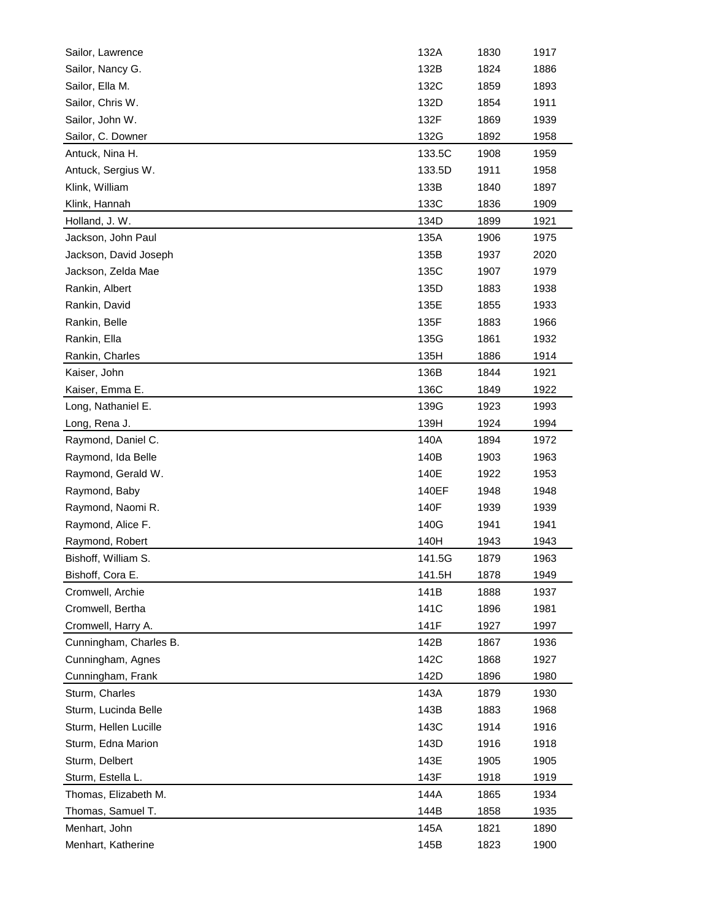| | | | |
|---|---|---|---|
| Sailor, Lawrence | 132A | 1830 | 1917 |
| Sailor, Nancy G. | 132B | 1824 | 1886 |
| Sailor, Ella M. | 132C | 1859 | 1893 |
| Sailor, Chris W. | 132D | 1854 | 1911 |
| Sailor, John W. | 132F | 1869 | 1939 |
| Sailor, C. Downer | 132G | 1892 | 1958 |
| Antuck, Nina H. | 133.5C | 1908 | 1959 |
| Antuck, Sergius W. | 133.5D | 1911 | 1958 |
| Klink, William | 133B | 1840 | 1897 |
| Klink, Hannah | 133C | 1836 | 1909 |
| Holland, J. W. | 134D | 1899 | 1921 |
| Jackson, John Paul | 135A | 1906 | 1975 |
| Jackson, David Joseph | 135B | 1937 | 2020 |
| Jackson, Zelda Mae | 135C | 1907 | 1979 |
| Rankin, Albert | 135D | 1883 | 1938 |
| Rankin, David | 135E | 1855 | 1933 |
| Rankin, Belle | 135F | 1883 | 1966 |
| Rankin, Ella | 135G | 1861 | 1932 |
| Rankin, Charles | 135H | 1886 | 1914 |
| Kaiser, John | 136B | 1844 | 1921 |
| Kaiser, Emma E. | 136C | 1849 | 1922 |
| Long, Nathaniel E. | 139G | 1923 | 1993 |
| Long, Rena J. | 139H | 1924 | 1994 |
| Raymond, Daniel C. | 140A | 1894 | 1972 |
| Raymond, Ida Belle | 140B | 1903 | 1963 |
| Raymond, Gerald W. | 140E | 1922 | 1953 |
| Raymond, Baby | 140EF | 1948 | 1948 |
| Raymond, Naomi R. | 140F | 1939 | 1939 |
| Raymond, Alice F. | 140G | 1941 | 1941 |
| Raymond, Robert | 140H | 1943 | 1943 |
| Bishoff, William S. | 141.5G | 1879 | 1963 |
| Bishoff, Cora E. | 141.5H | 1878 | 1949 |
| Cromwell, Archie | 141B | 1888 | 1937 |
| Cromwell, Bertha | 141C | 1896 | 1981 |
| Cromwell, Harry A. | 141F | 1927 | 1997 |
| Cunningham, Charles B. | 142B | 1867 | 1936 |
| Cunningham, Agnes | 142C | 1868 | 1927 |
| Cunningham, Frank | 142D | 1896 | 1980 |
| Sturm, Charles | 143A | 1879 | 1930 |
| Sturm, Lucinda Belle | 143B | 1883 | 1968 |
| Sturm, Hellen Lucille | 143C | 1914 | 1916 |
| Sturm, Edna Marion | 143D | 1916 | 1918 |
| Sturm, Delbert | 143E | 1905 | 1905 |
| Sturm, Estella L. | 143F | 1918 | 1919 |
| Thomas, Elizabeth M. | 144A | 1865 | 1934 |
| Thomas, Samuel T. | 144B | 1858 | 1935 |
| Menhart, John | 145A | 1821 | 1890 |
| Menhart, Katherine | 145B | 1823 | 1900 |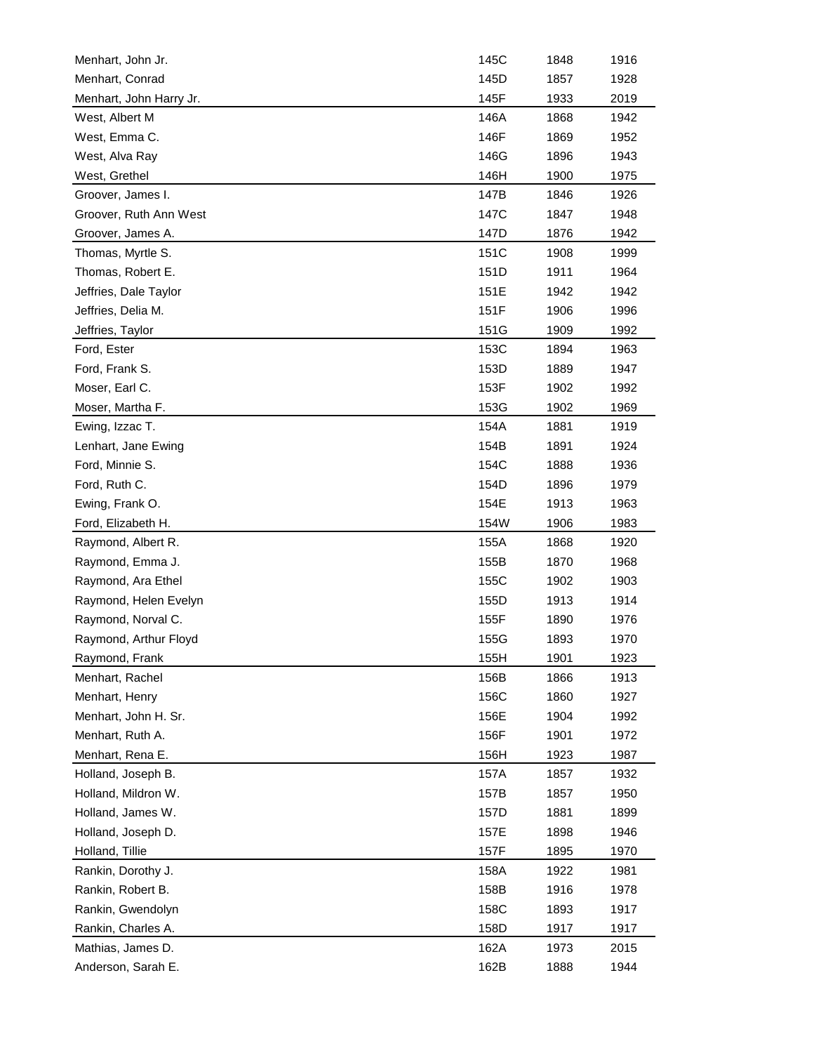| | | | |
|---|---|---|---|
| Menhart, John Jr. | 145C | 1848 | 1916 |
| Menhart, Conrad | 145D | 1857 | 1928 |
| Menhart, John Harry Jr. | 145F | 1933 | 2019 |
| West, Albert M | 146A | 1868 | 1942 |
| West, Emma C. | 146F | 1869 | 1952 |
| West, Alva Ray | 146G | 1896 | 1943 |
| West, Grethel | 146H | 1900 | 1975 |
| Groover, James I. | 147B | 1846 | 1926 |
| Groover, Ruth Ann West | 147C | 1847 | 1948 |
| Groover, James A. | 147D | 1876 | 1942 |
| Thomas, Myrtle S. | 151C | 1908 | 1999 |
| Thomas, Robert E. | 151D | 1911 | 1964 |
| Jeffries, Dale Taylor | 151E | 1942 | 1942 |
| Jeffries, Delia M. | 151F | 1906 | 1996 |
| Jeffries, Taylor | 151G | 1909 | 1992 |
| Ford, Ester | 153C | 1894 | 1963 |
| Ford, Frank S. | 153D | 1889 | 1947 |
| Moser, Earl C. | 153F | 1902 | 1992 |
| Moser, Martha F. | 153G | 1902 | 1969 |
| Ewing, Izzac T. | 154A | 1881 | 1919 |
| Lenhart, Jane Ewing | 154B | 1891 | 1924 |
| Ford, Minnie S. | 154C | 1888 | 1936 |
| Ford, Ruth C. | 154D | 1896 | 1979 |
| Ewing, Frank O. | 154E | 1913 | 1963 |
| Ford, Elizabeth H. | 154W | 1906 | 1983 |
| Raymond, Albert R. | 155A | 1868 | 1920 |
| Raymond, Emma J. | 155B | 1870 | 1968 |
| Raymond, Ara Ethel | 155C | 1902 | 1903 |
| Raymond, Helen Evelyn | 155D | 1913 | 1914 |
| Raymond, Norval C. | 155F | 1890 | 1976 |
| Raymond, Arthur Floyd | 155G | 1893 | 1970 |
| Raymond, Frank | 155H | 1901 | 1923 |
| Menhart, Rachel | 156B | 1866 | 1913 |
| Menhart, Henry | 156C | 1860 | 1927 |
| Menhart, John H. Sr. | 156E | 1904 | 1992 |
| Menhart, Ruth A. | 156F | 1901 | 1972 |
| Menhart, Rena E. | 156H | 1923 | 1987 |
| Holland, Joseph B. | 157A | 1857 | 1932 |
| Holland, Mildron W. | 157B | 1857 | 1950 |
| Holland, James W. | 157D | 1881 | 1899 |
| Holland, Joseph D. | 157E | 1898 | 1946 |
| Holland, Tillie | 157F | 1895 | 1970 |
| Rankin, Dorothy J. | 158A | 1922 | 1981 |
| Rankin, Robert B. | 158B | 1916 | 1978 |
| Rankin, Gwendolyn | 158C | 1893 | 1917 |
| Rankin, Charles A. | 158D | 1917 | 1917 |
| Mathias, James D. | 162A | 1973 | 2015 |
| Anderson, Sarah E. | 162B | 1888 | 1944 |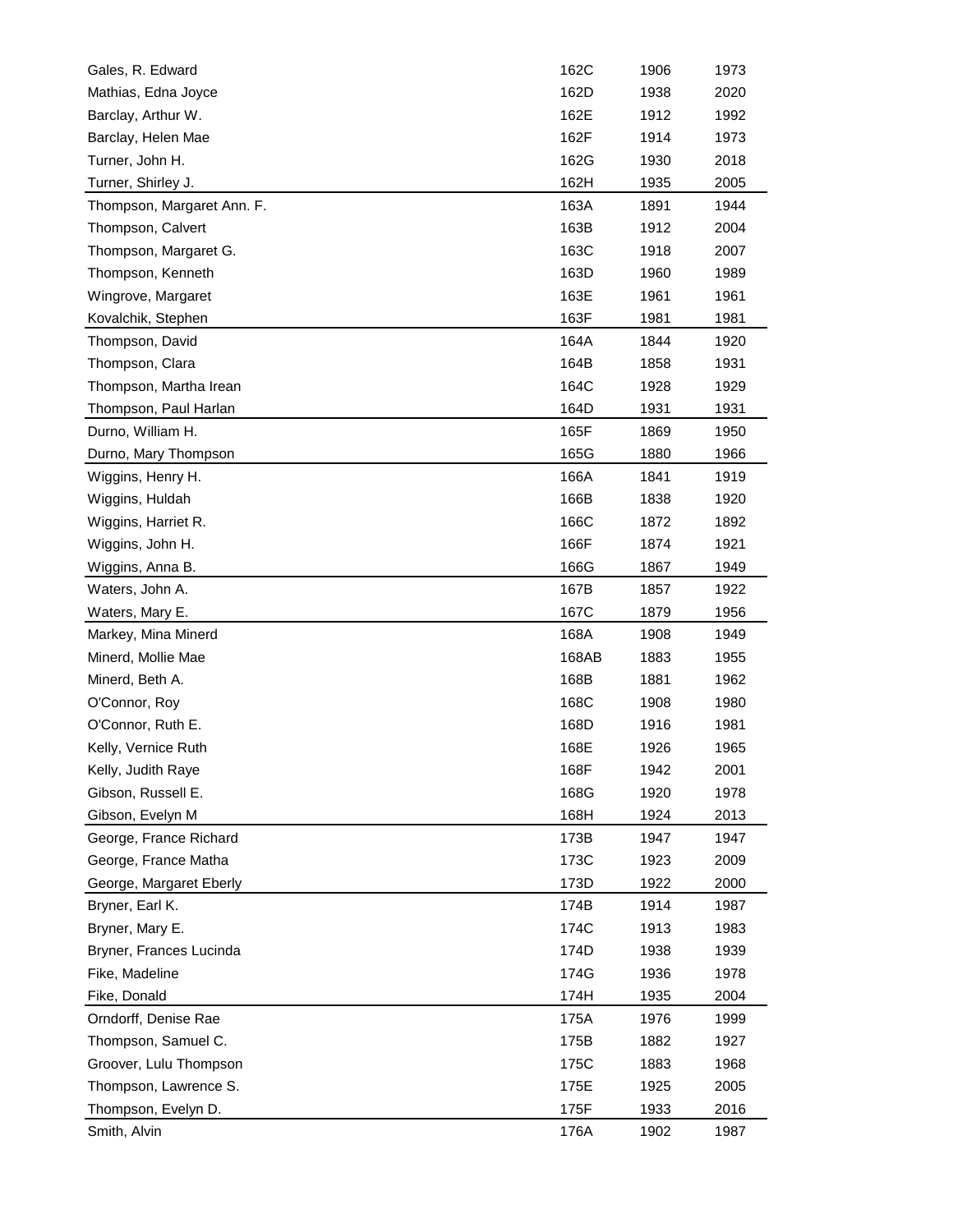| | | | |
|---|---|---|---|
| Gales, R. Edward | 162C | 1906 | 1973 |
| Mathias, Edna Joyce | 162D | 1938 | 2020 |
| Barclay, Arthur W. | 162E | 1912 | 1992 |
| Barclay, Helen Mae | 162F | 1914 | 1973 |
| Turner, John H. | 162G | 1930 | 2018 |
| Turner, Shirley J. | 162H | 1935 | 2005 |
| Thompson, Margaret Ann. F. | 163A | 1891 | 1944 |
| Thompson, Calvert | 163B | 1912 | 2004 |
| Thompson, Margaret G. | 163C | 1918 | 2007 |
| Thompson, Kenneth | 163D | 1960 | 1989 |
| Wingrove, Margaret | 163E | 1961 | 1961 |
| Kovalchik, Stephen | 163F | 1981 | 1981 |
| Thompson, David | 164A | 1844 | 1920 |
| Thompson, Clara | 164B | 1858 | 1931 |
| Thompson, Martha Irean | 164C | 1928 | 1929 |
| Thompson, Paul Harlan | 164D | 1931 | 1931 |
| Durno, William H. | 165F | 1869 | 1950 |
| Durno, Mary Thompson | 165G | 1880 | 1966 |
| Wiggins, Henry H. | 166A | 1841 | 1919 |
| Wiggins, Huldah | 166B | 1838 | 1920 |
| Wiggins, Harriet R. | 166C | 1872 | 1892 |
| Wiggins, John H. | 166F | 1874 | 1921 |
| Wiggins, Anna B. | 166G | 1867 | 1949 |
| Waters, John A. | 167B | 1857 | 1922 |
| Waters, Mary E. | 167C | 1879 | 1956 |
| Markey, Mina Minerd | 168A | 1908 | 1949 |
| Minerd, Mollie Mae | 168AB | 1883 | 1955 |
| Minerd, Beth A. | 168B | 1881 | 1962 |
| O'Connor, Roy | 168C | 1908 | 1980 |
| O'Connor, Ruth E. | 168D | 1916 | 1981 |
| Kelly, Vernice Ruth | 168E | 1926 | 1965 |
| Kelly, Judith Raye | 168F | 1942 | 2001 |
| Gibson, Russell E. | 168G | 1920 | 1978 |
| Gibson, Evelyn M | 168H | 1924 | 2013 |
| George, France Richard | 173B | 1947 | 1947 |
| George, France Matha | 173C | 1923 | 2009 |
| George, Margaret Eberly | 173D | 1922 | 2000 |
| Bryner, Earl K. | 174B | 1914 | 1987 |
| Bryner, Mary E. | 174C | 1913 | 1983 |
| Bryner, Frances Lucinda | 174D | 1938 | 1939 |
| Fike, Madeline | 174G | 1936 | 1978 |
| Fike, Donald | 174H | 1935 | 2004 |
| Orndorff, Denise Rae | 175A | 1976 | 1999 |
| Thompson, Samuel C. | 175B | 1882 | 1927 |
| Groover, Lulu Thompson | 175C | 1883 | 1968 |
| Thompson, Lawrence S. | 175E | 1925 | 2005 |
| Thompson, Evelyn D. | 175F | 1933 | 2016 |
| Smith, Alvin | 176A | 1902 | 1987 |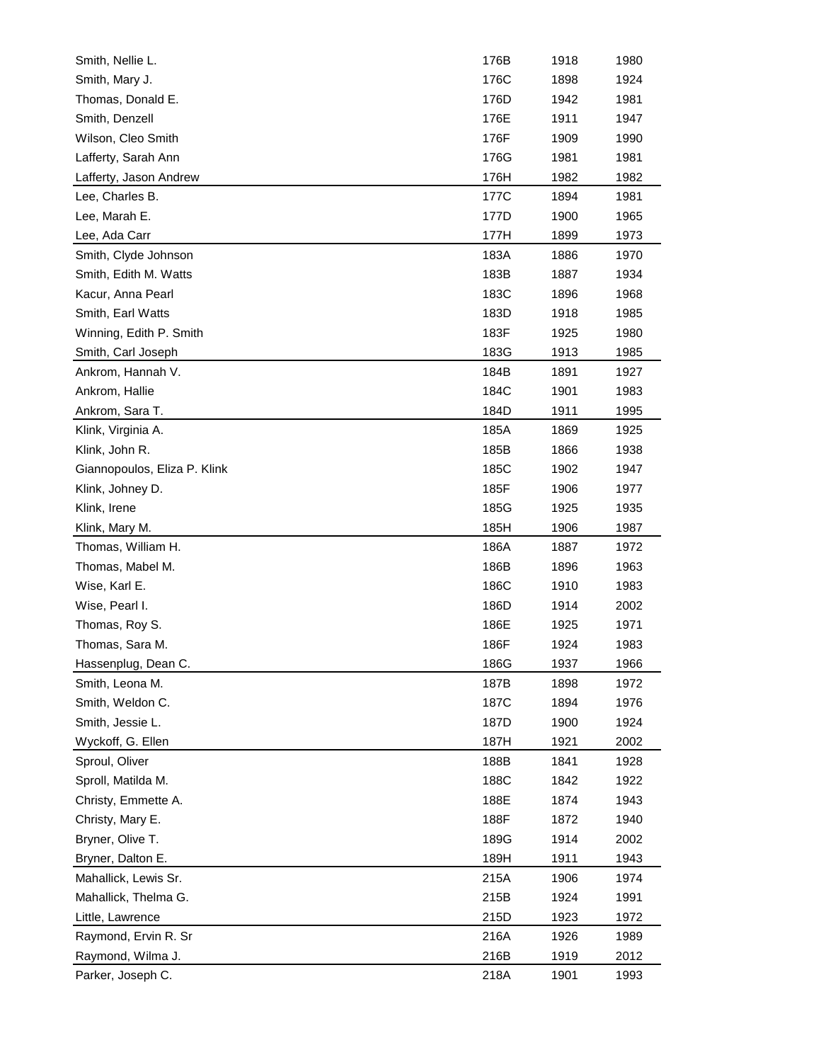| | | | |
|---|---|---|---|
| Smith, Nellie L. | 176B | 1918 | 1980 |
| Smith, Mary J. | 176C | 1898 | 1924 |
| Thomas, Donald E. | 176D | 1942 | 1981 |
| Smith, Denzell | 176E | 1911 | 1947 |
| Wilson, Cleo Smith | 176F | 1909 | 1990 |
| Lafferty, Sarah Ann | 176G | 1981 | 1981 |
| Lafferty, Jason Andrew | 176H | 1982 | 1982 |
| Lee, Charles B. | 177C | 1894 | 1981 |
| Lee, Marah E. | 177D | 1900 | 1965 |
| Lee, Ada Carr | 177H | 1899 | 1973 |
| Smith, Clyde Johnson | 183A | 1886 | 1970 |
| Smith, Edith M. Watts | 183B | 1887 | 1934 |
| Kacur, Anna Pearl | 183C | 1896 | 1968 |
| Smith, Earl Watts | 183D | 1918 | 1985 |
| Winning, Edith P. Smith | 183F | 1925 | 1980 |
| Smith, Carl Joseph | 183G | 1913 | 1985 |
| Ankrom, Hannah V. | 184B | 1891 | 1927 |
| Ankrom, Hallie | 184C | 1901 | 1983 |
| Ankrom, Sara T. | 184D | 1911 | 1995 |
| Klink, Virginia A. | 185A | 1869 | 1925 |
| Klink, John R. | 185B | 1866 | 1938 |
| Giannopoulos, Eliza P. Klink | 185C | 1902 | 1947 |
| Klink, Johney D. | 185F | 1906 | 1977 |
| Klink, Irene | 185G | 1925 | 1935 |
| Klink, Mary M. | 185H | 1906 | 1987 |
| Thomas, William H. | 186A | 1887 | 1972 |
| Thomas, Mabel M. | 186B | 1896 | 1963 |
| Wise, Karl E. | 186C | 1910 | 1983 |
| Wise, Pearl I. | 186D | 1914 | 2002 |
| Thomas, Roy S. | 186E | 1925 | 1971 |
| Thomas, Sara M. | 186F | 1924 | 1983 |
| Hassenplug, Dean C. | 186G | 1937 | 1966 |
| Smith, Leona M. | 187B | 1898 | 1972 |
| Smith, Weldon C. | 187C | 1894 | 1976 |
| Smith, Jessie L. | 187D | 1900 | 1924 |
| Wyckoff, G. Ellen | 187H | 1921 | 2002 |
| Sproul, Oliver | 188B | 1841 | 1928 |
| Sproll, Matilda M. | 188C | 1842 | 1922 |
| Christy, Emmette A. | 188E | 1874 | 1943 |
| Christy, Mary E. | 188F | 1872 | 1940 |
| Bryner, Olive T. | 189G | 1914 | 2002 |
| Bryner, Dalton E. | 189H | 1911 | 1943 |
| Mahallick, Lewis Sr. | 215A | 1906 | 1974 |
| Mahallick, Thelma G. | 215B | 1924 | 1991 |
| Little, Lawrence | 215D | 1923 | 1972 |
| Raymond, Ervin R. Sr | 216A | 1926 | 1989 |
| Raymond, Wilma J. | 216B | 1919 | 2012 |
| Parker, Joseph C. | 218A | 1901 | 1993 |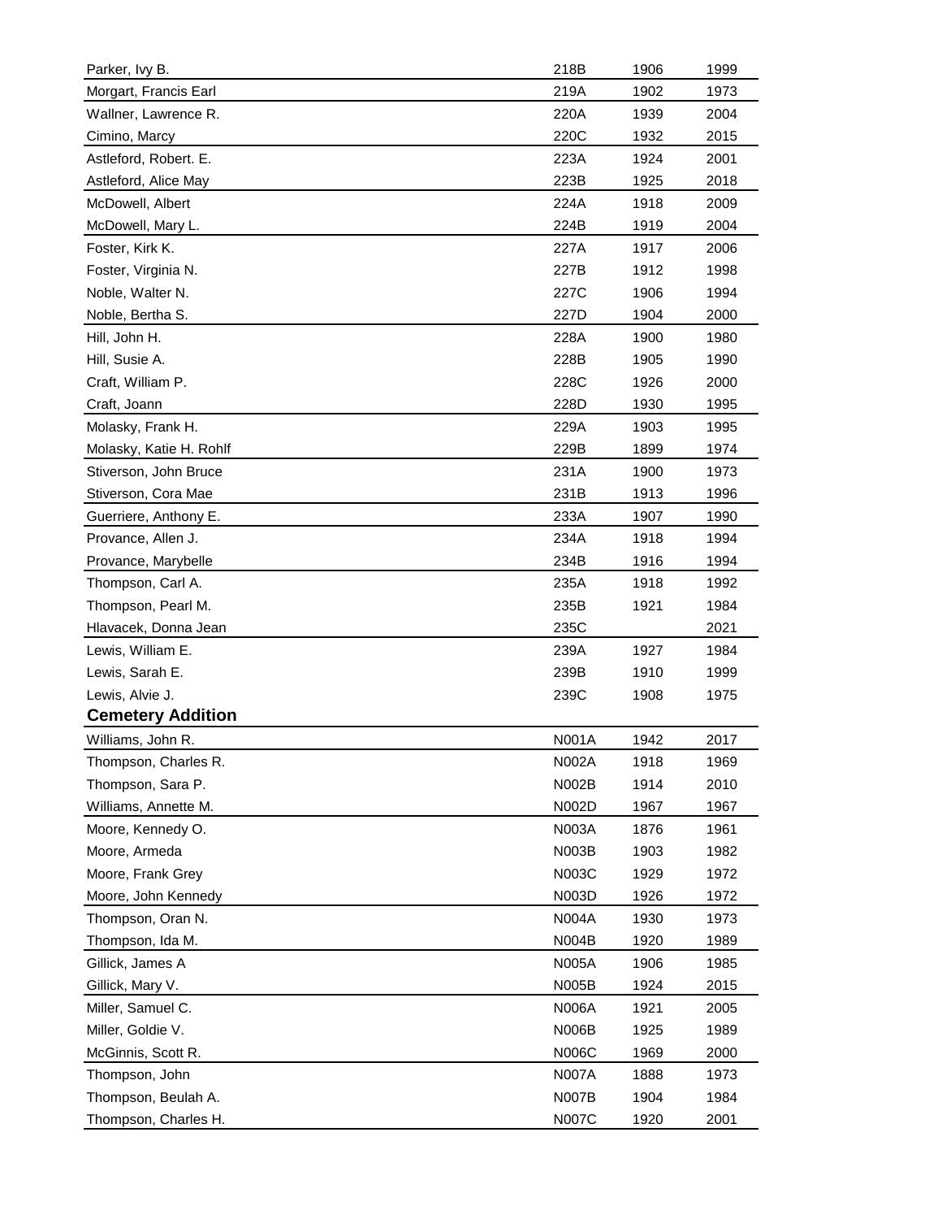| | | | |
|---|---|---|---|
| Parker, Ivy B. | 218B | 1906 | 1999 |
| Morgart, Francis Earl | 219A | 1902 | 1973 |
| Wallner, Lawrence R. | 220A | 1939 | 2004 |
| Cimino, Marcy | 220C | 1932 | 2015 |
| Astleford, Robert. E. | 223A | 1924 | 2001 |
| Astleford, Alice May | 223B | 1925 | 2018 |
| McDowell, Albert | 224A | 1918 | 2009 |
| McDowell, Mary L. | 224B | 1919 | 2004 |
| Foster, Kirk K. | 227A | 1917 | 2006 |
| Foster, Virginia N. | 227B | 1912 | 1998 |
| Noble, Walter N. | 227C | 1906 | 1994 |
| Noble, Bertha S. | 227D | 1904 | 2000 |
| Hill, John H. | 228A | 1900 | 1980 |
| Hill, Susie A. | 228B | 1905 | 1990 |
| Craft, William P. | 228C | 1926 | 2000 |
| Craft, Joann | 228D | 1930 | 1995 |
| Molasky, Frank H. | 229A | 1903 | 1995 |
| Molasky, Katie H. Rohlf | 229B | 1899 | 1974 |
| Stiverson, John Bruce | 231A | 1900 | 1973 |
| Stiverson, Cora Mae | 231B | 1913 | 1996 |
| Guerriere, Anthony E. | 233A | 1907 | 1990 |
| Provance, Allen J. | 234A | 1918 | 1994 |
| Provance, Marybelle | 234B | 1916 | 1994 |
| Thompson, Carl A. | 235A | 1918 | 1992 |
| Thompson, Pearl M. | 235B | 1921 | 1984 |
| Hlavacek, Donna Jean | 235C | | 2021 |
| Lewis, William E. | 239A | 1927 | 1984 |
| Lewis, Sarah E. | 239B | 1910 | 1999 |
| Lewis, Alvie J. | 239C | 1908 | 1975 |
| **Cemetery Addition** | | | |
| Williams, John R. | N001A | 1942 | 2017 |
| Thompson, Charles R. | N002A | 1918 | 1969 |
| Thompson, Sara P. | N002B | 1914 | 2010 |
| Williams, Annette M. | N002D | 1967 | 1967 |
| Moore, Kennedy O. | N003A | 1876 | 1961 |
| Moore, Armeda | N003B | 1903 | 1982 |
| Moore, Frank Grey | N003C | 1929 | 1972 |
| Moore, John Kennedy | N003D | 1926 | 1972 |
| Thompson, Oran N. | N004A | 1930 | 1973 |
| Thompson, Ida M. | N004B | 1920 | 1989 |
| Gillick, James A | N005A | 1906 | 1985 |
| Gillick, Mary V. | N005B | 1924 | 2015 |
| Miller, Samuel C. | N006A | 1921 | 2005 |
| Miller, Goldie V. | N006B | 1925 | 1989 |
| McGinnis, Scott R. | N006C | 1969 | 2000 |
| Thompson, John | N007A | 1888 | 1973 |
| Thompson, Beulah A. | N007B | 1904 | 1984 |
| Thompson, Charles H. | N007C | 1920 | 2001 |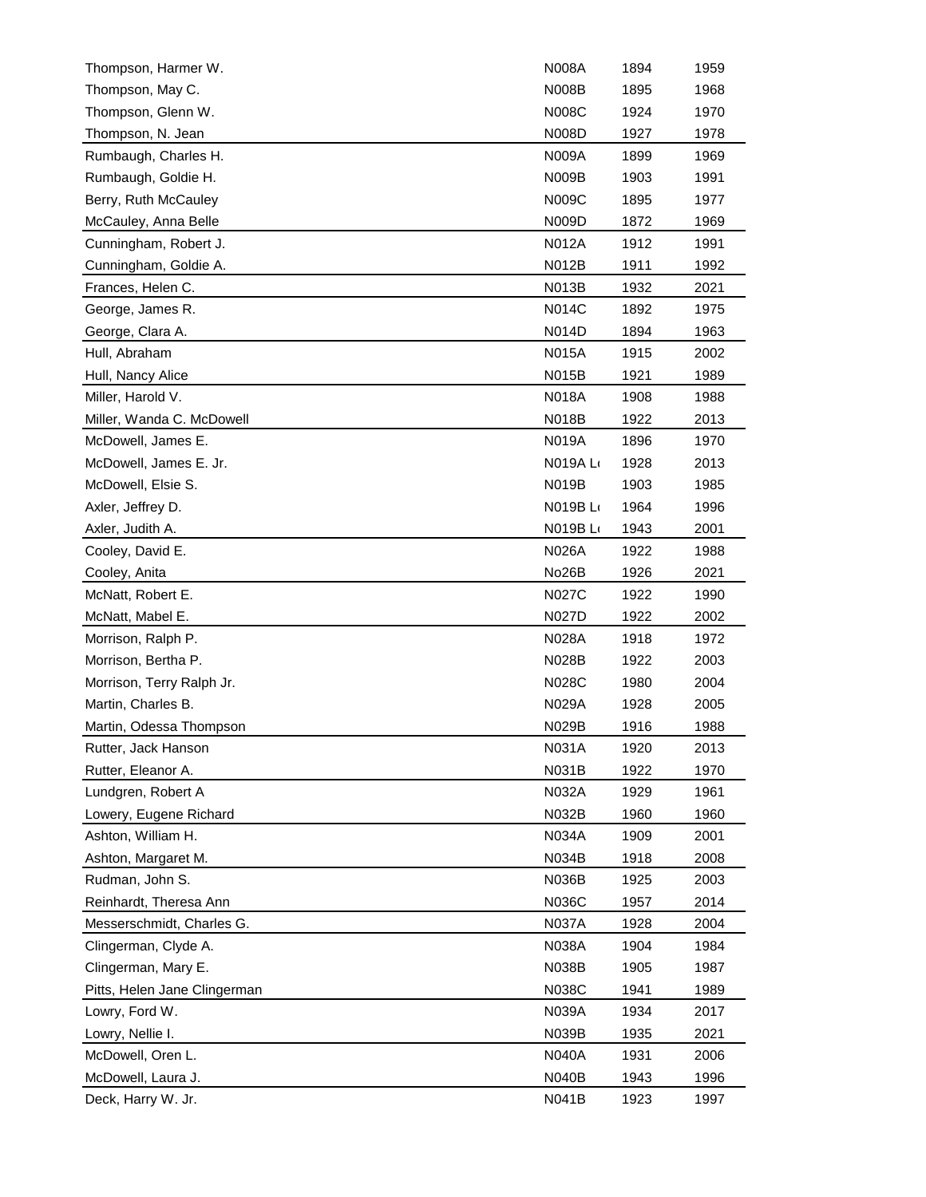| | | | |
|---|---|---|---|
| Thompson, Harmer W. | N008A | 1894 | 1959 |
| Thompson, May C. | N008B | 1895 | 1968 |
| Thompson, Glenn W. | N008C | 1924 | 1970 |
| Thompson, N. Jean | N008D | 1927 | 1978 |
| Rumbaugh, Charles H. | N009A | 1899 | 1969 |
| Rumbaugh, Goldie H. | N009B | 1903 | 1991 |
| Berry, Ruth McCauley | N009C | 1895 | 1977 |
| McCauley, Anna Belle | N009D | 1872 | 1969 |
| Cunningham, Robert J. | N012A | 1912 | 1991 |
| Cunningham, Goldie A. | N012B | 1911 | 1992 |
| Frances, Helen C. | N013B | 1932 | 2021 |
| George, James R. | N014C | 1892 | 1975 |
| George, Clara A. | N014D | 1894 | 1963 |
| Hull, Abraham | N015A | 1915 | 2002 |
| Hull, Nancy Alice | N015B | 1921 | 1989 |
| Miller, Harold V. | N018A | 1908 | 1988 |
| Miller, Wanda C. McDowell | N018B | 1922 | 2013 |
| McDowell, James E. | N019A | 1896 | 1970 |
| McDowell, James E. Jr. | N019A L | 1928 | 2013 |
| McDowell, Elsie S. | N019B | 1903 | 1985 |
| Axler, Jeffrey D. | N019B L | 1964 | 1996 |
| Axler, Judith A. | N019B L | 1943 | 2001 |
| Cooley, David E. | N026A | 1922 | 1988 |
| Cooley, Anita | No26B | 1926 | 2021 |
| McNatt, Robert E. | N027C | 1922 | 1990 |
| McNatt, Mabel E. | N027D | 1922 | 2002 |
| Morrison, Ralph P. | N028A | 1918 | 1972 |
| Morrison, Bertha P. | N028B | 1922 | 2003 |
| Morrison, Terry Ralph Jr. | N028C | 1980 | 2004 |
| Martin, Charles B. | N029A | 1928 | 2005 |
| Martin, Odessa Thompson | N029B | 1916 | 1988 |
| Rutter, Jack Hanson | N031A | 1920 | 2013 |
| Rutter, Eleanor A. | N031B | 1922 | 1970 |
| Lundgren, Robert A | N032A | 1929 | 1961 |
| Lowery, Eugene Richard | N032B | 1960 | 1960 |
| Ashton, William H. | N034A | 1909 | 2001 |
| Ashton, Margaret M. | N034B | 1918 | 2008 |
| Rudman, John S. | N036B | 1925 | 2003 |
| Reinhardt, Theresa Ann | N036C | 1957 | 2014 |
| Messerschmidt, Charles G. | N037A | 1928 | 2004 |
| Clingerman, Clyde A. | N038A | 1904 | 1984 |
| Clingerman, Mary E. | N038B | 1905 | 1987 |
| Pitts, Helen Jane Clingerman | N038C | 1941 | 1989 |
| Lowry, Ford W. | N039A | 1934 | 2017 |
| Lowry, Nellie I. | N039B | 1935 | 2021 |
| McDowell, Oren L. | N040A | 1931 | 2006 |
| McDowell, Laura J. | N040B | 1943 | 1996 |
| Deck, Harry W. Jr. | N041B | 1923 | 1997 |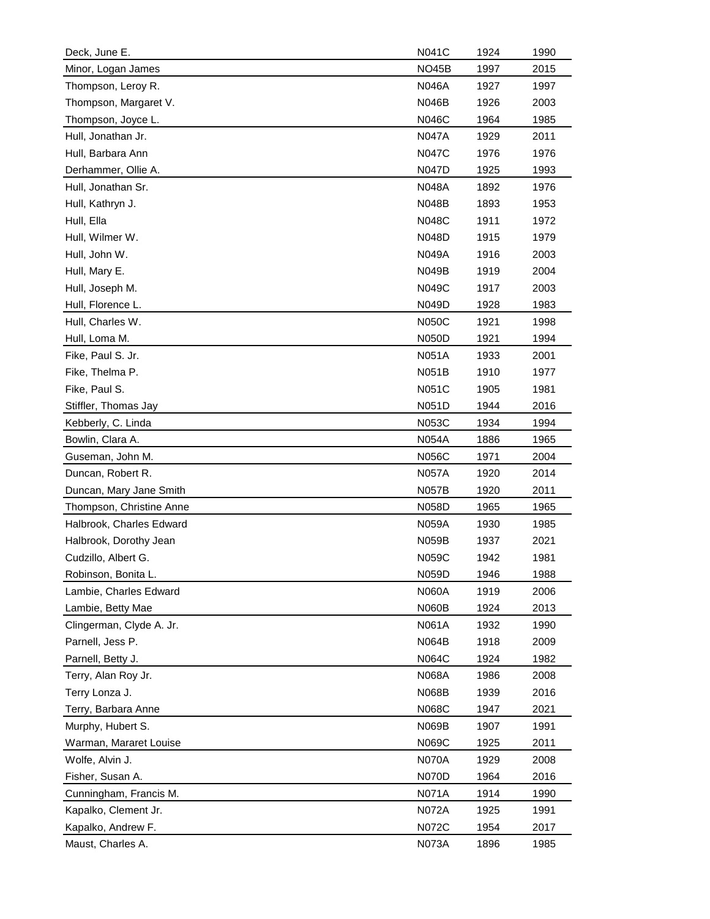| | | | |
|---|---|---|---|
| Deck, June E. | N041C | 1924 | 1990 |
| Minor, Logan James | NO45B | 1997 | 2015 |
| Thompson, Leroy R. | N046A | 1927 | 1997 |
| Thompson, Margaret V. | N046B | 1926 | 2003 |
| Thompson, Joyce L. | N046C | 1964 | 1985 |
| Hull, Jonathan Jr. | N047A | 1929 | 2011 |
| Hull, Barbara Ann | N047C | 1976 | 1976 |
| Derhammer, Ollie A. | N047D | 1925 | 1993 |
| Hull, Jonathan Sr. | N048A | 1892 | 1976 |
| Hull, Kathryn J. | N048B | 1893 | 1953 |
| Hull, Ella | N048C | 1911 | 1972 |
| Hull, Wilmer W. | N048D | 1915 | 1979 |
| Hull, John W. | N049A | 1916 | 2003 |
| Hull, Mary E. | N049B | 1919 | 2004 |
| Hull, Joseph M. | N049C | 1917 | 2003 |
| Hull, Florence L. | N049D | 1928 | 1983 |
| Hull, Charles W. | N050C | 1921 | 1998 |
| Hull, Loma M. | N050D | 1921 | 1994 |
| Fike, Paul S. Jr. | N051A | 1933 | 2001 |
| Fike, Thelma P. | N051B | 1910 | 1977 |
| Fike, Paul S. | N051C | 1905 | 1981 |
| Stiffler, Thomas Jay | N051D | 1944 | 2016 |
| Kebberly, C. Linda | N053C | 1934 | 1994 |
| Bowlin, Clara A. | N054A | 1886 | 1965 |
| Guseman, John M. | N056C | 1971 | 2004 |
| Duncan, Robert R. | N057A | 1920 | 2014 |
| Duncan, Mary Jane Smith | N057B | 1920 | 2011 |
| Thompson, Christine Anne | N058D | 1965 | 1965 |
| Halbrook, Charles Edward | N059A | 1930 | 1985 |
| Halbrook, Dorothy Jean | N059B | 1937 | 2021 |
| Cudzillo, Albert G. | N059C | 1942 | 1981 |
| Robinson, Bonita L. | N059D | 1946 | 1988 |
| Lambie, Charles Edward | N060A | 1919 | 2006 |
| Lambie, Betty Mae | N060B | 1924 | 2013 |
| Clingerman, Clyde A. Jr. | N061A | 1932 | 1990 |
| Parnell, Jess P. | N064B | 1918 | 2009 |
| Parnell, Betty J. | N064C | 1924 | 1982 |
| Terry, Alan Roy Jr. | N068A | 1986 | 2008 |
| Terry Lonza J. | N068B | 1939 | 2016 |
| Terry, Barbara Anne | N068C | 1947 | 2021 |
| Murphy, Hubert S. | N069B | 1907 | 1991 |
| Warman, Mararet Louise | N069C | 1925 | 2011 |
| Wolfe, Alvin J. | N070A | 1929 | 2008 |
| Fisher, Susan A. | N070D | 1964 | 2016 |
| Cunningham, Francis M. | N071A | 1914 | 1990 |
| Kapalko, Clement Jr. | N072A | 1925 | 1991 |
| Kapalko, Andrew F. | N072C | 1954 | 2017 |
| Maust, Charles A. | N073A | 1896 | 1985 |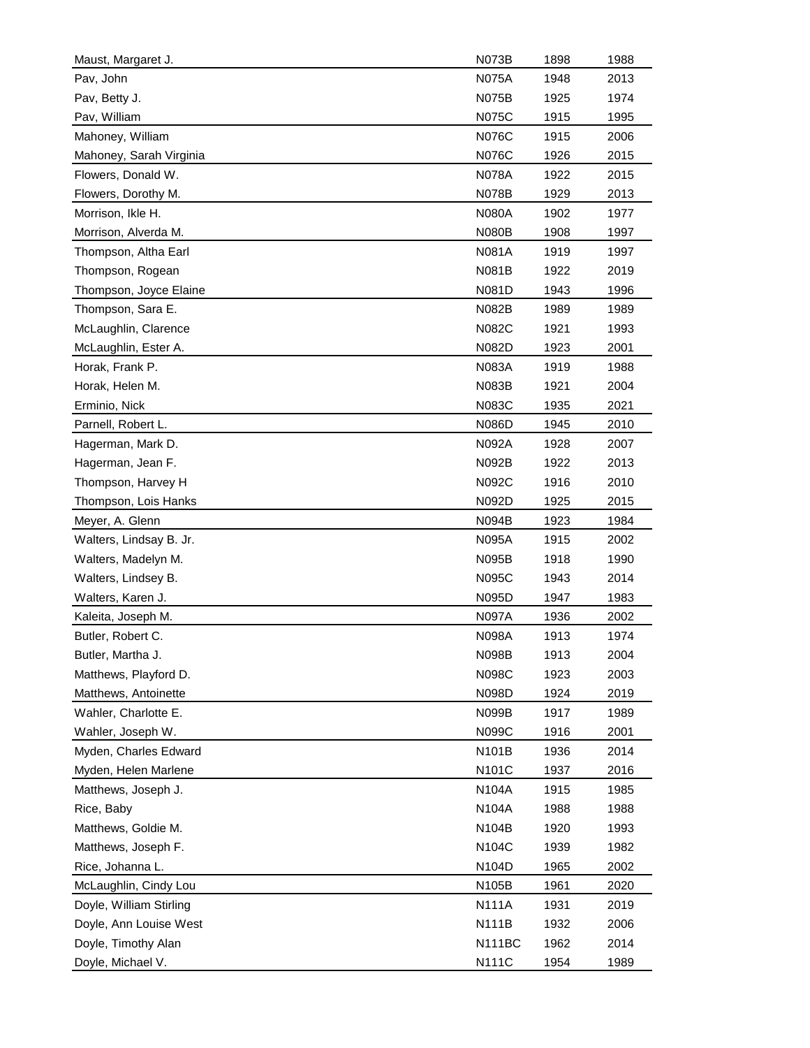| | | | |
|---|---|---|---|
| Maust, Margaret J. | N073B | 1898 | 1988 |
| Pav, John | N075A | 1948 | 2013 |
| Pav, Betty J. | N075B | 1925 | 1974 |
| Pav, William | N075C | 1915 | 1995 |
| Mahoney, William | N076C | 1915 | 2006 |
| Mahoney, Sarah Virginia | N076C | 1926 | 2015 |
| Flowers, Donald W. | N078A | 1922 | 2015 |
| Flowers, Dorothy M. | N078B | 1929 | 2013 |
| Morrison, Ikle H. | N080A | 1902 | 1977 |
| Morrison, Alverda M. | N080B | 1908 | 1997 |
| Thompson, Altha Earl | N081A | 1919 | 1997 |
| Thompson, Rogean | N081B | 1922 | 2019 |
| Thompson, Joyce Elaine | N081D | 1943 | 1996 |
| Thompson, Sara E. | N082B | 1989 | 1989 |
| McLaughlin, Clarence | N082C | 1921 | 1993 |
| McLaughlin, Ester A. | N082D | 1923 | 2001 |
| Horak, Frank P. | N083A | 1919 | 1988 |
| Horak, Helen M. | N083B | 1921 | 2004 |
| Erminio, Nick | N083C | 1935 | 2021 |
| Parnell, Robert L. | N086D | 1945 | 2010 |
| Hagerman, Mark D. | N092A | 1928 | 2007 |
| Hagerman, Jean F. | N092B | 1922 | 2013 |
| Thompson, Harvey H | N092C | 1916 | 2010 |
| Thompson, Lois Hanks | N092D | 1925 | 2015 |
| Meyer, A. Glenn | N094B | 1923 | 1984 |
| Walters, Lindsay B. Jr. | N095A | 1915 | 2002 |
| Walters, Madelyn M. | N095B | 1918 | 1990 |
| Walters, Lindsey B. | N095C | 1943 | 2014 |
| Walters, Karen J. | N095D | 1947 | 1983 |
| Kaleita, Joseph M. | N097A | 1936 | 2002 |
| Butler, Robert C. | N098A | 1913 | 1974 |
| Butler, Martha J. | N098B | 1913 | 2004 |
| Matthews, Playford D. | N098C | 1923 | 2003 |
| Matthews, Antoinette | N098D | 1924 | 2019 |
| Wahler, Charlotte E. | N099B | 1917 | 1989 |
| Wahler, Joseph W. | N099C | 1916 | 2001 |
| Myden, Charles Edward | N101B | 1936 | 2014 |
| Myden, Helen Marlene | N101C | 1937 | 2016 |
| Matthews, Joseph J. | N104A | 1915 | 1985 |
| Rice, Baby | N104A | 1988 | 1988 |
| Matthews, Goldie M. | N104B | 1920 | 1993 |
| Matthews, Joseph F. | N104C | 1939 | 1982 |
| Rice, Johanna L. | N104D | 1965 | 2002 |
| McLaughlin, Cindy Lou | N105B | 1961 | 2020 |
| Doyle, William Stirling | N111A | 1931 | 2019 |
| Doyle, Ann Louise West | N111B | 1932 | 2006 |
| Doyle, Timothy Alan | N111BC | 1962 | 2014 |
| Doyle, Michael V. | N111C | 1954 | 1989 |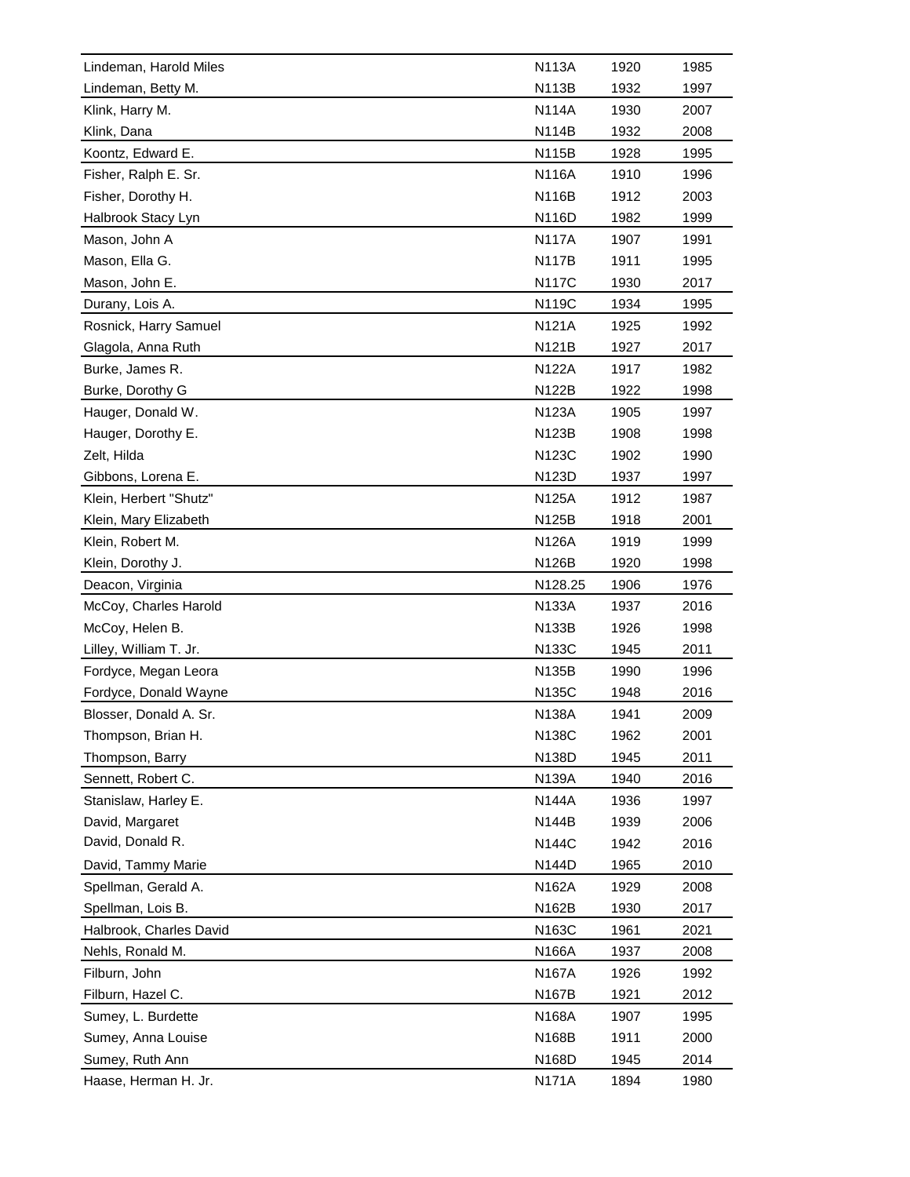| | | | |
|---|---|---|---|
| Lindeman, Harold Miles | N113A | 1920 | 1985 |
| Lindeman, Betty M. | N113B | 1932 | 1997 |
| Klink, Harry M. | N114A | 1930 | 2007 |
| Klink, Dana | N114B | 1932 | 2008 |
| Koontz, Edward E. | N115B | 1928 | 1995 |
| Fisher, Ralph E. Sr. | N116A | 1910 | 1996 |
| Fisher, Dorothy H. | N116B | 1912 | 2003 |
| Halbrook Stacy Lyn | N116D | 1982 | 1999 |
| Mason, John A | N117A | 1907 | 1991 |
| Mason, Ella G. | N117B | 1911 | 1995 |
| Mason, John E. | N117C | 1930 | 2017 |
| Durany, Lois A. | N119C | 1934 | 1995 |
| Rosnick, Harry Samuel | N121A | 1925 | 1992 |
| Glagola, Anna Ruth | N121B | 1927 | 2017 |
| Burke, James R. | N122A | 1917 | 1982 |
| Burke, Dorothy G | N122B | 1922 | 1998 |
| Hauger, Donald W. | N123A | 1905 | 1997 |
| Hauger, Dorothy E. | N123B | 1908 | 1998 |
| Zelt, Hilda | N123C | 1902 | 1990 |
| Gibbons, Lorena E. | N123D | 1937 | 1997 |
| Klein, Herbert "Shutz" | N125A | 1912 | 1987 |
| Klein, Mary Elizabeth | N125B | 1918 | 2001 |
| Klein, Robert M. | N126A | 1919 | 1999 |
| Klein, Dorothy J. | N126B | 1920 | 1998 |
| Deacon, Virginia | N128.25 | 1906 | 1976 |
| McCoy, Charles Harold | N133A | 1937 | 2016 |
| McCoy, Helen B. | N133B | 1926 | 1998 |
| Lilley, William T. Jr. | N133C | 1945 | 2011 |
| Fordyce, Megan Leora | N135B | 1990 | 1996 |
| Fordyce, Donald Wayne | N135C | 1948 | 2016 |
| Blosser, Donald A. Sr. | N138A | 1941 | 2009 |
| Thompson, Brian H. | N138C | 1962 | 2001 |
| Thompson, Barry | N138D | 1945 | 2011 |
| Sennett, Robert C. | N139A | 1940 | 2016 |
| Stanislaw, Harley E. | N144A | 1936 | 1997 |
| David, Margaret | N144B | 1939 | 2006 |
| David, Donald R. | N144C | 1942 | 2016 |
| David, Tammy Marie | N144D | 1965 | 2010 |
| Spellman, Gerald A. | N162A | 1929 | 2008 |
| Spellman, Lois B. | N162B | 1930 | 2017 |
| Halbrook, Charles David | N163C | 1961 | 2021 |
| Nehls, Ronald M. | N166A | 1937 | 2008 |
| Filburn, John | N167A | 1926 | 1992 |
| Filburn, Hazel C. | N167B | 1921 | 2012 |
| Sumey, L. Burdette | N168A | 1907 | 1995 |
| Sumey, Anna Louise | N168B | 1911 | 2000 |
| Sumey, Ruth Ann | N168D | 1945 | 2014 |
| Haase, Herman H. Jr. | N171A | 1894 | 1980 |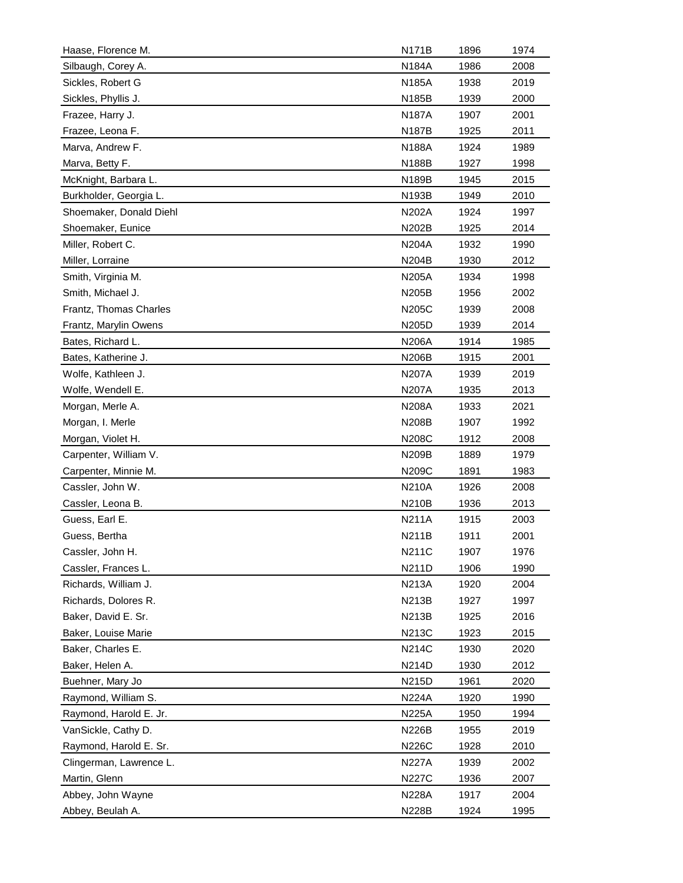| | | | |
|---|---|---|---|
| Haase, Florence M. | N171B | 1896 | 1974 |
| Silbaugh, Corey A. | N184A | 1986 | 2008 |
| Sickles, Robert G | N185A | 1938 | 2019 |
| Sickles, Phyllis J. | N185B | 1939 | 2000 |
| Frazee, Harry J. | N187A | 1907 | 2001 |
| Frazee, Leona F. | N187B | 1925 | 2011 |
| Marva, Andrew F. | N188A | 1924 | 1989 |
| Marva, Betty F. | N188B | 1927 | 1998 |
| McKnight, Barbara L. | N189B | 1945 | 2015 |
| Burkholder, Georgia L. | N193B | 1949 | 2010 |
| Shoemaker, Donald Diehl | N202A | 1924 | 1997 |
| Shoemaker, Eunice | N202B | 1925 | 2014 |
| Miller, Robert C. | N204A | 1932 | 1990 |
| Miller, Lorraine | N204B | 1930 | 2012 |
| Smith, Virginia M. | N205A | 1934 | 1998 |
| Smith, Michael J. | N205B | 1956 | 2002 |
| Frantz, Thomas Charles | N205C | 1939 | 2008 |
| Frantz, Marylin Owens | N205D | 1939 | 2014 |
| Bates, Richard L. | N206A | 1914 | 1985 |
| Bates, Katherine J. | N206B | 1915 | 2001 |
| Wolfe, Kathleen J. | N207A | 1939 | 2019 |
| Wolfe, Wendell E. | N207A | 1935 | 2013 |
| Morgan, Merle A. | N208A | 1933 | 2021 |
| Morgan, I. Merle | N208B | 1907 | 1992 |
| Morgan, Violet H. | N208C | 1912 | 2008 |
| Carpenter, William V. | N209B | 1889 | 1979 |
| Carpenter, Minnie M. | N209C | 1891 | 1983 |
| Cassler, John W. | N210A | 1926 | 2008 |
| Cassler, Leona B. | N210B | 1936 | 2013 |
| Guess, Earl E. | N211A | 1915 | 2003 |
| Guess, Bertha | N211B | 1911 | 2001 |
| Cassler, John H. | N211C | 1907 | 1976 |
| Cassler, Frances L. | N211D | 1906 | 1990 |
| Richards, William J. | N213A | 1920 | 2004 |
| Richards, Dolores R. | N213B | 1927 | 1997 |
| Baker, David E. Sr. | N213B | 1925 | 2016 |
| Baker, Louise Marie | N213C | 1923 | 2015 |
| Baker, Charles E. | N214C | 1930 | 2020 |
| Baker, Helen A. | N214D | 1930 | 2012 |
| Buehner, Mary Jo | N215D | 1961 | 2020 |
| Raymond, William S. | N224A | 1920 | 1990 |
| Raymond, Harold E. Jr. | N225A | 1950 | 1994 |
| VanSickle, Cathy D. | N226B | 1955 | 2019 |
| Raymond, Harold E. Sr. | N226C | 1928 | 2010 |
| Clingerman, Lawrence L. | N227A | 1939 | 2002 |
| Martin, Glenn | N227C | 1936 | 2007 |
| Abbey, John Wayne | N228A | 1917 | 2004 |
| Abbey, Beulah A. | N228B | 1924 | 1995 |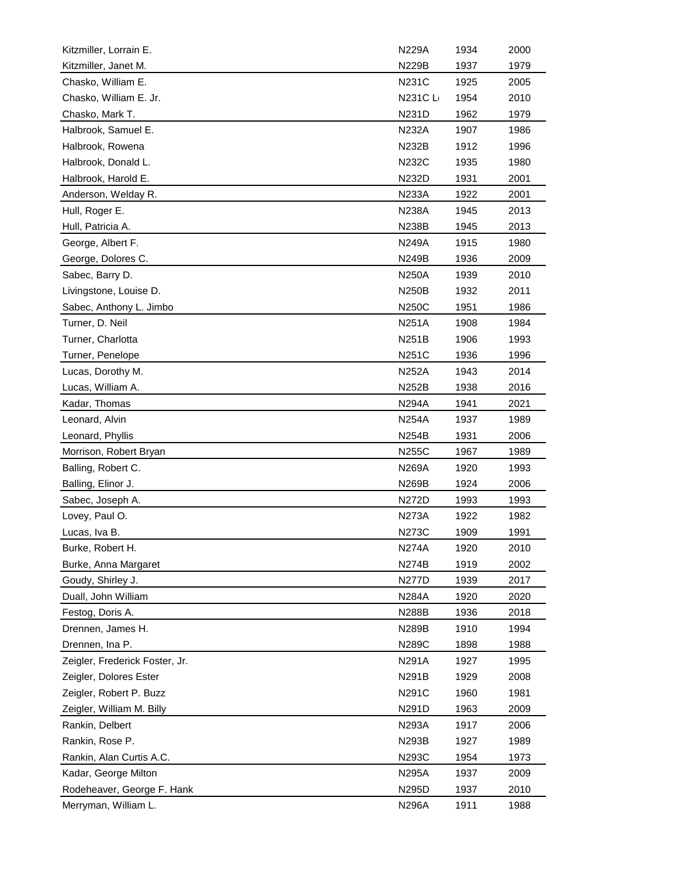| Kitzmiller, Lorrain E. | N229A | 1934 | 2000 |
|---|---|---|---|
| Kitzmiller, Janet M. | N229B | 1937 | 1979 |
| Chasko, William E. | N231C | 1925 | 2005 |
| Chasko, William E. Jr. | N231C L | 1954 | 2010 |
| Chasko, Mark T. | N231D | 1962 | 1979 |
| Halbrook, Samuel E. | N232A | 1907 | 1986 |
| Halbrook, Rowena | N232B | 1912 | 1996 |
| Halbrook, Donald L. | N232C | 1935 | 1980 |
| Halbrook, Harold E. | N232D | 1931 | 2001 |
| Anderson, Welday R. | N233A | 1922 | 2001 |
| Hull, Roger E. | N238A | 1945 | 2013 |
| Hull, Patricia A. | N238B | 1945 | 2013 |
| George, Albert F. | N249A | 1915 | 1980 |
| George, Dolores C. | N249B | 1936 | 2009 |
| Sabec, Barry D. | N250A | 1939 | 2010 |
| Livingstone, Louise D. | N250B | 1932 | 2011 |
| Sabec, Anthony L. Jimbo | N250C | 1951 | 1986 |
| Turner, D. Neil | N251A | 1908 | 1984 |
| Turner, Charlotta | N251B | 1906 | 1993 |
| Turner, Penelope | N251C | 1936 | 1996 |
| Lucas, Dorothy M. | N252A | 1943 | 2014 |
| Lucas, William A. | N252B | 1938 | 2016 |
| Kadar, Thomas | N294A | 1941 | 2021 |
| Leonard, Alvin | N254A | 1937 | 1989 |
| Leonard, Phyllis | N254B | 1931 | 2006 |
| Morrison, Robert Bryan | N255C | 1967 | 1989 |
| Balling, Robert C. | N269A | 1920 | 1993 |
| Balling, Elinor J. | N269B | 1924 | 2006 |
| Sabec, Joseph A. | N272D | 1993 | 1993 |
| Lovey, Paul O. | N273A | 1922 | 1982 |
| Lucas, Iva B. | N273C | 1909 | 1991 |
| Burke, Robert H. | N274A | 1920 | 2010 |
| Burke, Anna Margaret | N274B | 1919 | 2002 |
| Goudy, Shirley J. | N277D | 1939 | 2017 |
| Duall, John William | N284A | 1920 | 2020 |
| Festog, Doris A. | N288B | 1936 | 2018 |
| Drennen, James H. | N289B | 1910 | 1994 |
| Drennen, Ina P. | N289C | 1898 | 1988 |
| Zeigler, Frederick Foster, Jr. | N291A | 1927 | 1995 |
| Zeigler, Dolores Ester | N291B | 1929 | 2008 |
| Zeigler, Robert P. Buzz | N291C | 1960 | 1981 |
| Zeigler, William M. Billy | N291D | 1963 | 2009 |
| Rankin, Delbert | N293A | 1917 | 2006 |
| Rankin, Rose P. | N293B | 1927 | 1989 |
| Rankin, Alan Curtis A.C. | N293C | 1954 | 1973 |
| Kadar, George Milton | N295A | 1937 | 2009 |
| Rodeheaver, George F. Hank | N295D | 1937 | 2010 |
| Merryman, William L. | N296A | 1911 | 1988 |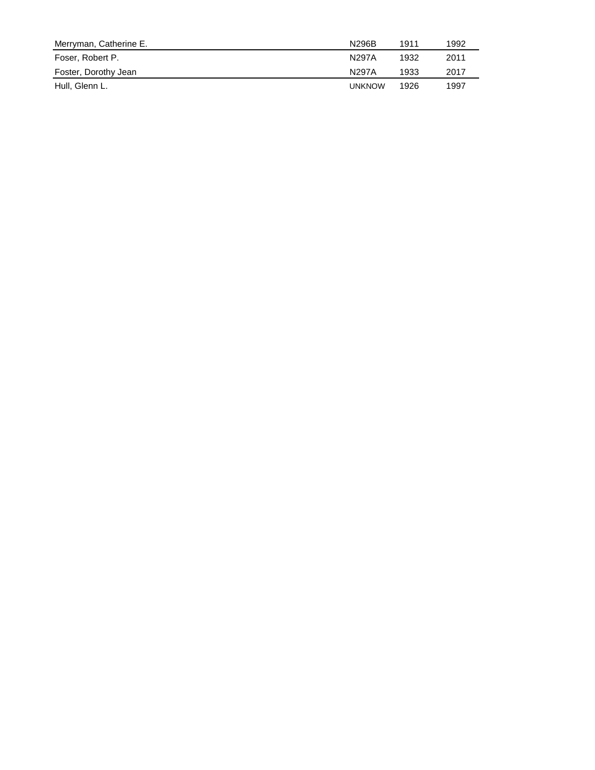| | | | |
|---|---|---|---|
| Merryman, Catherine E. | N296B | 1911 | 1992 |
| Foser, Robert P. | N297A | 1932 | 2011 |
| Foster, Dorothy Jean | N297A | 1933 | 2017 |
| Hull, Glenn L. | UNKNOW | 1926 | 1997 |